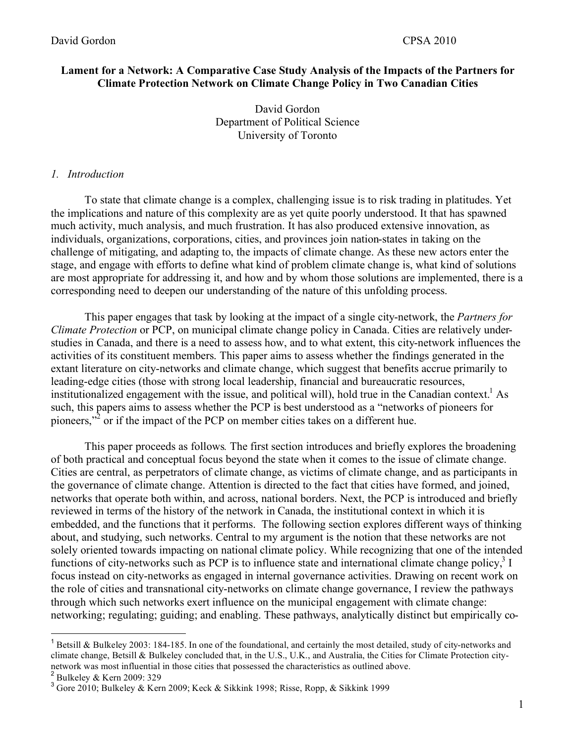**Lament for a Network: A Comparative Case Study Analysis of the Impacts of the Partners for Climate Protection Network on Climate Change Policy in Two Canadian Cities**

David Gordon
Department of Political Science
University of Toronto

## *1. Introduction*

To state that climate change is a complex, challenging issue is to risk trading in platitudes. Yet the implications and nature of this complexity are as yet quite poorly understood. It that has spawned much activity, much analysis, and much frustration. It has also produced extensive innovation, as individuals, organizations, corporations, cities, and provinces join nation-states in taking on the challenge of mitigating, and adapting to, the impacts of climate change. As these new actors enter the stage, and engage with efforts to define what kind of problem climate change is, what kind of solutions are most appropriate for addressing it, and how and by whom those solutions are implemented, there is a corresponding need to deepen our understanding of the nature of this unfolding process.

This paper engages that task by looking at the impact of a single city-network, the *Partners for Climate Protection* or PCP, on municipal climate change policy in Canada. Cities are relatively under-studies in Canada, and there is a need to assess how, and to what extent, this city-network influences the activities of its constituent members. This paper aims to assess whether the findings generated in the extant literature on city-networks and climate change, which suggest that benefits accrue primarily to leading-edge cities (those with strong local leadership, financial and bureaucratic resources, institutionalized engagement with the issue, and political will), hold true in the Canadian context.[1] As such, this papers aims to assess whether the PCP is best understood as a "networks of pioneers for pioneers,"[2] or if the impact of the PCP on member cities takes on a different hue.

This paper proceeds as follows. The first section introduces and briefly explores the broadening of both practical and conceptual focus beyond the state when it comes to the issue of climate change. Cities are central, as perpetrators of climate change, as victims of climate change, and as participants in the governance of climate change. Attention is directed to the fact that cities have formed, and joined, networks that operate both within, and across, national borders. Next, the PCP is introduced and briefly reviewed in terms of the history of the network in Canada, the institutional context in which it is embedded, and the functions that it performs. The following section explores different ways of thinking about, and studying, such networks. Central to my argument is the notion that these networks are not solely oriented towards impacting on national climate policy. While recognizing that one of the intended functions of city-networks such as PCP is to influence state and international climate change policy,[3] I focus instead on city-networks as engaged in internal governance activities. Drawing on recent work on the role of cities and transnational city-networks on climate change governance, I review the pathways through which such networks exert influence on the municipal engagement with climate change: networking; regulating; guiding; and enabling. These pathways, analytically distinct but empirically co-

---

[1] Betsill & Bulkeley 2003: 184-185. In one of the foundational, and certainly the most detailed, study of city-networks and climate change, Betsill & Bulkeley concluded that, in the U.S., U.K., and Australia, the Cities for Climate Protection city-network was most influential in those cities that possessed the characteristics as outlined above.

[2] Bulkeley & Kern 2009: 329

[3] Gore 2010; Bulkeley & Kern 2009; Keck & Sikkink 1998; Risse, Ropp, & Sikkink 1999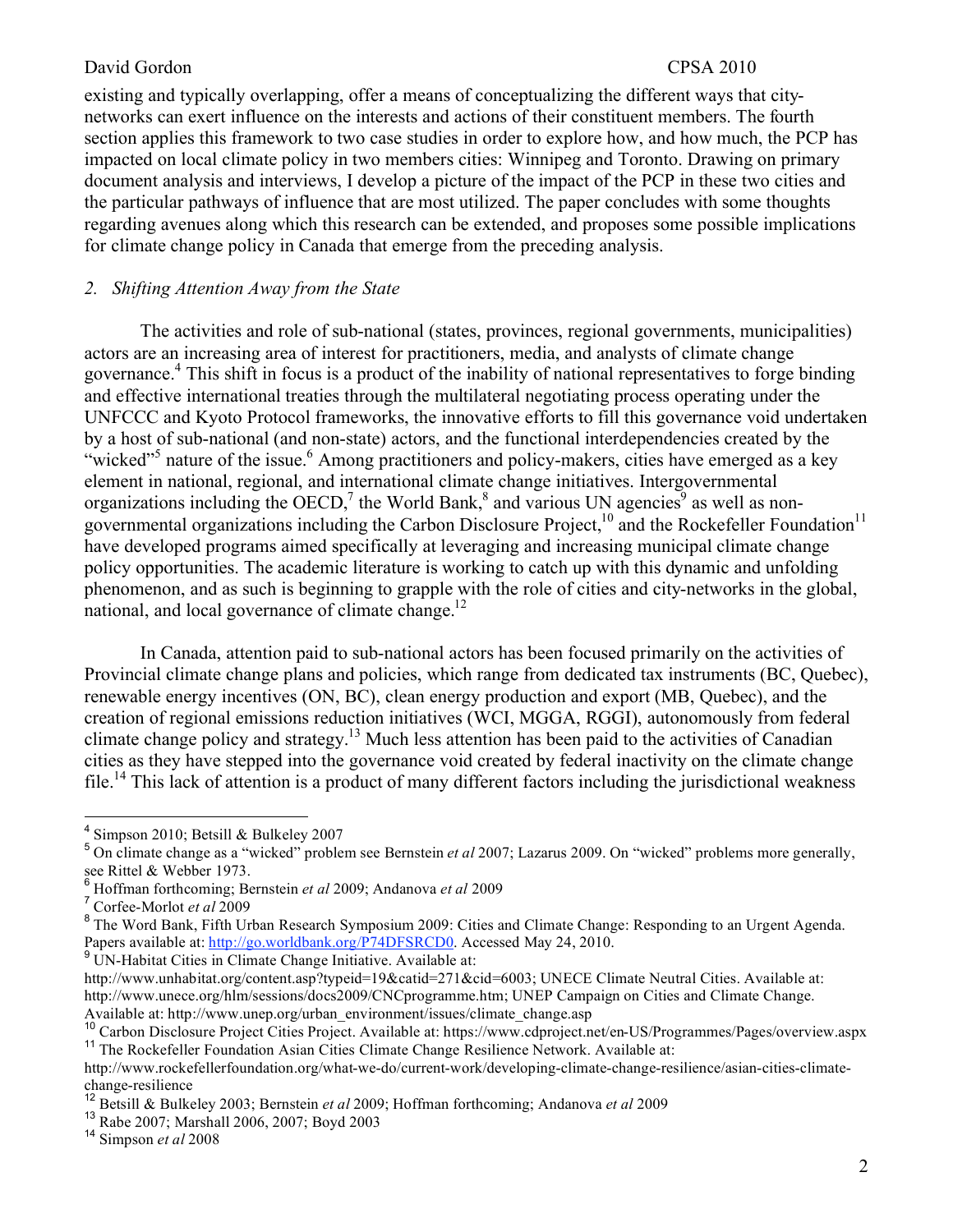existing and typically overlapping, offer a means of conceptualizing the different ways that city-networks can exert influence on the interests and actions of their constituent members. The fourth section applies this framework to two case studies in order to explore how, and how much, the PCP has impacted on local climate policy in two members cities: Winnipeg and Toronto. Drawing on primary document analysis and interviews, I develop a picture of the impact of the PCP in these two cities and the particular pathways of influence that are most utilized. The paper concludes with some thoughts regarding avenues along which this research can be extended, and proposes some possible implications for climate change policy in Canada that emerge from the preceding analysis.

## *2. Shifting Attention Away from the State*

The activities and role of sub-national (states, provinces, regional governments, municipalities) actors are an increasing area of interest for practitioners, media, and analysts of climate change governance.[4] This shift in focus is a product of the inability of national representatives to forge binding and effective international treaties through the multilateral negotiating process operating under the UNFCCC and Kyoto Protocol frameworks, the innovative efforts to fill this governance void undertaken by a host of sub-national (and non-state) actors, and the functional interdependencies created by the "wicked"[5] nature of the issue.[6] Among practitioners and policy-makers, cities have emerged as a key element in national, regional, and international climate change initiatives. Intergovernmental organizations including the OECD,[7] the World Bank,[8] and various UN agencies[9] as well as non-governmental organizations including the Carbon Disclosure Project,[10] and the Rockefeller Foundation[11] have developed programs aimed specifically at leveraging and increasing municipal climate change policy opportunities. The academic literature is working to catch up with this dynamic and unfolding phenomenon, and as such is beginning to grapple with the role of cities and city-networks in the global, national, and local governance of climate change.[12]

In Canada, attention paid to sub-national actors has been focused primarily on the activities of Provincial climate change plans and policies, which range from dedicated tax instruments (BC, Quebec), renewable energy incentives (ON, BC), clean energy production and export (MB, Quebec), and the creation of regional emissions reduction initiatives (WCI, MGGA, RGGI), autonomously from federal climate change policy and strategy.[13] Much less attention has been paid to the activities of Canadian cities as they have stepped into the governance void created by federal inactivity on the climate change file.[14] This lack of attention is a product of many different factors including the jurisdictional weakness

---

[4] Simpson 2010; Betsill & Bulkeley 2007

[5] On climate change as a "wicked" problem see Bernstein *et al* 2007; Lazarus 2009. On "wicked" problems more generally, see Rittel & Webber 1973.

[6] Hoffman forthcoming; Bernstein *et al* 2009; Andanova *et al* 2009

[7] Corfee-Morlot *et al* 2009

[8] The Word Bank, Fifth Urban Research Symposium 2009: Cities and Climate Change: Responding to an Urgent Agenda. Papers available at: http://go.worldbank.org/P74DFSRCD0. Accessed May 24, 2010.

[9] UN-Habitat Cities in Climate Change Initiative. Available at: http://www.unhabitat.org/content.asp?typeid=19&catid=271&cid=6003; UNECE Climate Neutral Cities. Available at: http://www.unece.org/hlm/sessions/docs2009/CNCprogramme.htm; UNEP Campaign on Cities and Climate Change. Available at: http://www.unep.org/urban_environment/issues/climate_change.asp

[10] Carbon Disclosure Project Cities Project. Available at: https://www.cdproject.net/en-US/Programmes/Pages/overview.aspx

[11] The Rockefeller Foundation Asian Cities Climate Change Resilience Network. Available at: http://www.rockefellerfoundation.org/what-we-do/current-work/developing-climate-change-resilience/asian-cities-climate-change-resilience

[12] Betsill & Bulkeley 2003; Bernstein *et al* 2009; Hoffman forthcoming; Andanova *et al* 2009

[13] Rabe 2007; Marshall 2006, 2007; Boyd 2003

[14] Simpson *et al* 2008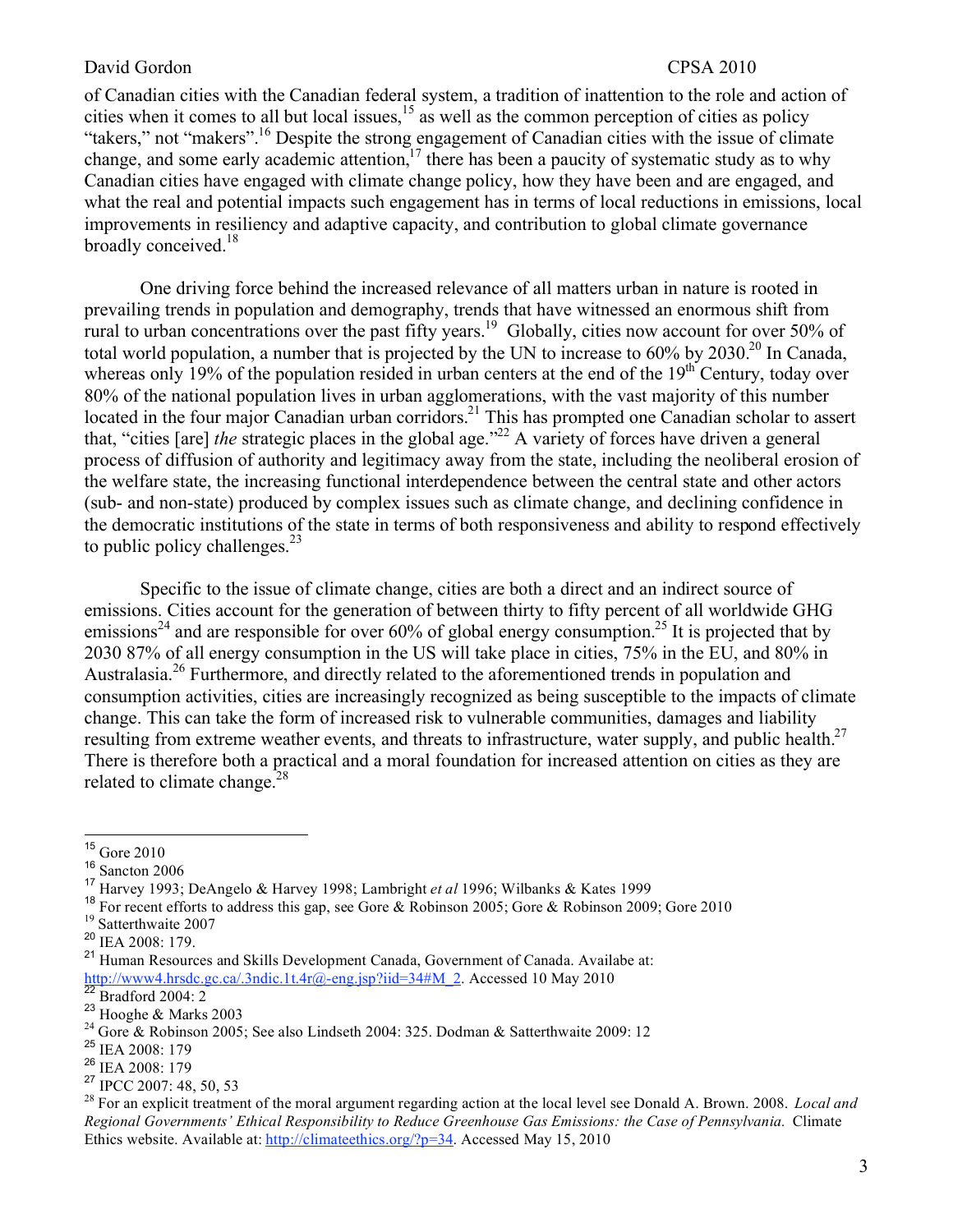of Canadian cities with the Canadian federal system, a tradition of inattention to the role and action of cities when it comes to all but local issues,[15] as well as the common perception of cities as policy "takers," not "makers".[16] Despite the strong engagement of Canadian cities with the issue of climate change, and some early academic attention,[17] there has been a paucity of systematic study as to why Canadian cities have engaged with climate change policy, how they have been and are engaged, and what the real and potential impacts such engagement has in terms of local reductions in emissions, local improvements in resiliency and adaptive capacity, and contribution to global climate governance broadly conceived.[18]

One driving force behind the increased relevance of all matters urban in nature is rooted in prevailing trends in population and demography, trends that have witnessed an enormous shift from rural to urban concentrations over the past fifty years.[19] Globally, cities now account for over 50% of total world population, a number that is projected by the UN to increase to 60% by 2030.[20] In Canada, whereas only 19% of the population resided in urban centers at the end of the 19th Century, today over 80% of the national population lives in urban agglomerations, with the vast majority of this number located in the four major Canadian urban corridors.[21] This has prompted one Canadian scholar to assert that, "cities [are] *the* strategic places in the global age."[22] A variety of forces have driven a general process of diffusion of authority and legitimacy away from the state, including the neoliberal erosion of the welfare state, the increasing functional interdependence between the central state and other actors (sub- and non-state) produced by complex issues such as climate change, and declining confidence in the democratic institutions of the state in terms of both responsiveness and ability to respond effectively to public policy challenges.[23]

Specific to the issue of climate change, cities are both a direct and an indirect source of emissions. Cities account for the generation of between thirty to fifty percent of all worldwide GHG emissions[24] and are responsible for over 60% of global energy consumption.[25] It is projected that by 2030 87% of all energy consumption in the US will take place in cities, 75% in the EU, and 80% in Australasia.[26] Furthermore, and directly related to the aforementioned trends in population and consumption activities, cities are increasingly recognized as being susceptible to the impacts of climate change. This can take the form of increased risk to vulnerable communities, damages and liability resulting from extreme weather events, and threats to infrastructure, water supply, and public health.[27] There is therefore both a practical and a moral foundation for increased attention on cities as they are related to climate change.[28]

---

[15] Gore 2010
[16] Sancton 2006
[17] Harvey 1993; DeAngelo & Harvey 1998; Lambright *et al* 1996; Wilbanks & Kates 1999
[18] For recent efforts to address this gap, see Gore & Robinson 2005; Gore & Robinson 2009; Gore 2010
[19] Satterthwaite 2007
[20] IEA 2008: 179.
[21] Human Resources and Skills Development Canada, Government of Canada. Availabe at: http://www4.hrsdc.gc.ca/.3ndic.1t.4r@-eng.jsp?iid=34#M_2. Accessed 10 May 2010
[22] Bradford 2004: 2
[23] Hooghe & Marks 2003
[24] Gore & Robinson 2005; See also Lindseth 2004: 325. Dodman & Satterthwaite 2009: 12
[25] IEA 2008: 179
[26] IEA 2008: 179
[27] IPCC 2007: 48, 50, 53
[28] For an explicit treatment of the moral argument regarding action at the local level see Donald A. Brown. 2008. *Local and Regional Governments' Ethical Responsibility to Reduce Greenhouse Gas Emissions: the Case of Pennsylvania.* Climate Ethics website. Available at: http://climateethics.org/?p=34. Accessed May 15, 2010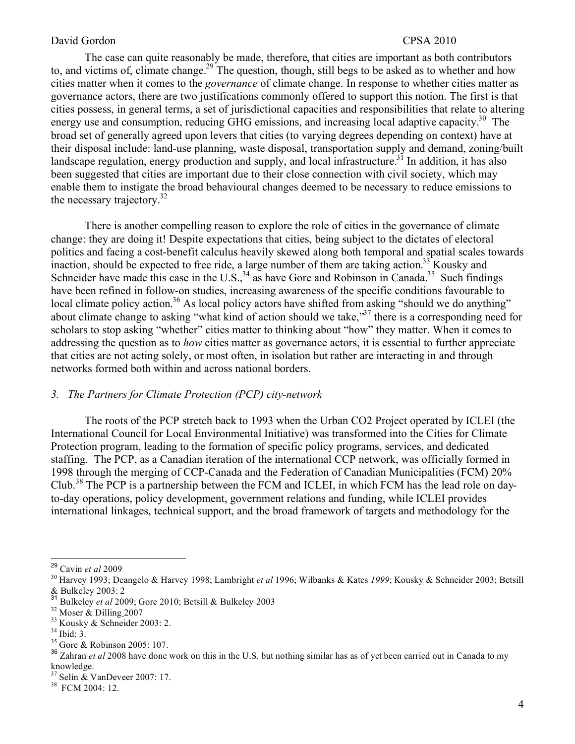The case can quite reasonably be made, therefore, that cities are important as both contributors to, and victims of, climate change.[29] The question, though, still begs to be asked as to whether and how cities matter when it comes to the *governance* of climate change. In response to whether cities matter as governance actors, there are two justifications commonly offered to support this notion. The first is that cities possess, in general terms, a set of jurisdictional capacities and responsibilities that relate to altering energy use and consumption, reducing GHG emissions, and increasing local adaptive capacity.[30] The broad set of generally agreed upon levers that cities (to varying degrees depending on context) have at their disposal include: land-use planning, waste disposal, transportation supply and demand, zoning/built landscape regulation, energy production and supply, and local infrastructure.[31] In addition, it has also been suggested that cities are important due to their close connection with civil society, which may enable them to instigate the broad behavioural changes deemed to be necessary to reduce emissions to the necessary trajectory.[32]

There is another compelling reason to explore the role of cities in the governance of climate change: they are doing it! Despite expectations that cities, being subject to the dictates of electoral politics and facing a cost-benefit calculus heavily skewed along both temporal and spatial scales towards inaction, should be expected to free ride, a large number of them are taking action.[33] Kousky and Schneider have made this case in the U.S.,[34] as have Gore and Robinson in Canada.[35] Such findings have been refined in follow-on studies, increasing awareness of the specific conditions favourable to local climate policy action.[36] As local policy actors have shifted from asking "should we do anything" about climate change to asking "what kind of action should we take,"[37] there is a corresponding need for scholars to stop asking "whether" cities matter to thinking about "how" they matter. When it comes to addressing the question as to *how* cities matter as governance actors, it is essential to further appreciate that cities are not acting solely, or most often, in isolation but rather are interacting in and through networks formed both within and across national borders.

### *3. The Partners for Climate Protection (PCP) city-network*

The roots of the PCP stretch back to 1993 when the Urban CO2 Project operated by ICLEI (the International Council for Local Environmental Initiative) was transformed into the Cities for Climate Protection program, leading to the formation of specific policy programs, services, and dedicated staffing. The PCP, as a Canadian iteration of the international CCP network, was officially formed in 1998 through the merging of CCP-Canada and the Federation of Canadian Municipalities (FCM) 20% Club.[38] The PCP is a partnership between the FCM and ICLEI, in which FCM has the lead role on day-to-day operations, policy development, government relations and funding, while ICLEI provides international linkages, technical support, and the broad framework of targets and methodology for the

---

[29] Cavin *et al* 2009

[30] Harvey 1993; Deangelo & Harvey 1998; Lambright *et al* 1996; Wilbanks & Kates *1999*; Kousky & Schneider 2003; Betsill & Bulkeley 2003: 2

[31] Bulkeley *et al* 2009; Gore 2010; Betsill & Bulkeley 2003

[32] Moser & Dilling 2007

[33] Kousky & Schneider 2003: 2.

[34] Ibid: 3.

[35] Gore & Robinson 2005: 107.

[36] Zahran *et al* 2008 have done work on this in the U.S. but nothing similar has as of yet been carried out in Canada to my knowledge.

[37] Selin & VanDeveer 2007: 17.

[38] FCM 2004: 12.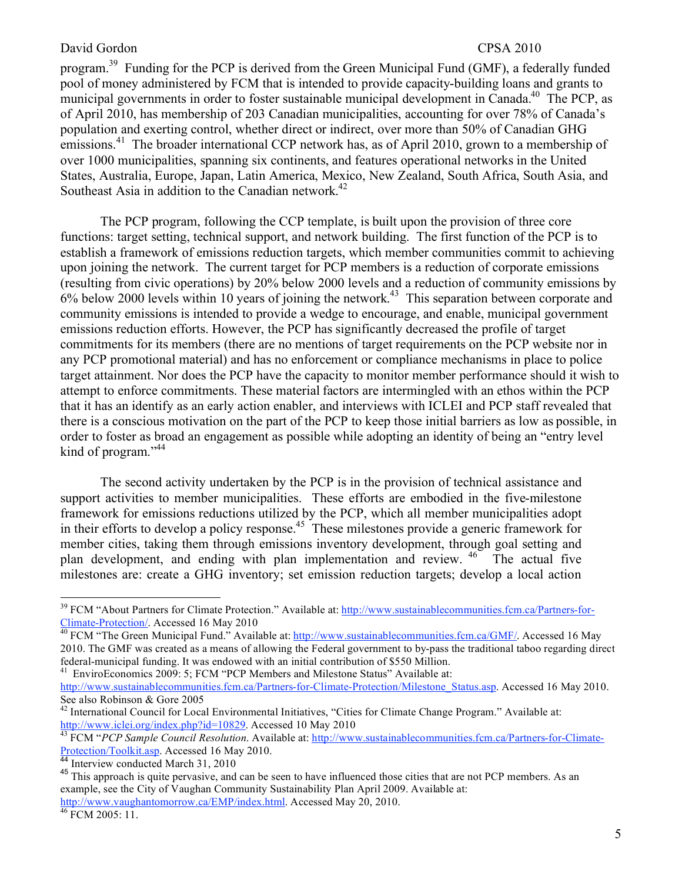program.[39] Funding for the PCP is derived from the Green Municipal Fund (GMF), a federally funded pool of money administered by FCM that is intended to provide capacity-building loans and grants to municipal governments in order to foster sustainable municipal development in Canada.[40] The PCP, as of April 2010, has membership of 203 Canadian municipalities, accounting for over 78% of Canada's population and exerting control, whether direct or indirect, over more than 50% of Canadian GHG emissions.[41] The broader international CCP network has, as of April 2010, grown to a membership of over 1000 municipalities, spanning six continents, and features operational networks in the United States, Australia, Europe, Japan, Latin America, Mexico, New Zealand, South Africa, South Asia, and Southeast Asia in addition to the Canadian network.[42]

The PCP program, following the CCP template, is built upon the provision of three core functions: target setting, technical support, and network building. The first function of the PCP is to establish a framework of emissions reduction targets, which member communities commit to achieving upon joining the network. The current target for PCP members is a reduction of corporate emissions (resulting from civic operations) by 20% below 2000 levels and a reduction of community emissions by 6% below 2000 levels within 10 years of joining the network.[43] This separation between corporate and community emissions is intended to provide a wedge to encourage, and enable, municipal government emissions reduction efforts. However, the PCP has significantly decreased the profile of target commitments for its members (there are no mentions of target requirements on the PCP website nor in any PCP promotional material) and has no enforcement or compliance mechanisms in place to police target attainment. Nor does the PCP have the capacity to monitor member performance should it wish to attempt to enforce commitments. These material factors are intermingled with an ethos within the PCP that it has an identify as an early action enabler, and interviews with ICLEI and PCP staff revealed that there is a conscious motivation on the part of the PCP to keep those initial barriers as low as possible, in order to foster as broad an engagement as possible while adopting an identity of being an "entry level kind of program."[44]

The second activity undertaken by the PCP is in the provision of technical assistance and support activities to member municipalities. These efforts are embodied in the five-milestone framework for emissions reductions utilized by the PCP, which all member municipalities adopt in their efforts to develop a policy response.[45] These milestones provide a generic framework for member cities, taking them through emissions inventory development, through goal setting and plan development, and ending with plan implementation and review.[46] The actual five milestones are: create a GHG inventory; set emission reduction targets; develop a local action

---

[39] FCM "About Partners for Climate Protection." Available at: http://www.sustainablecommunities.fcm.ca/Partners-for-Climate-Protection/. Accessed 16 May 2010

[40] FCM "The Green Municipal Fund." Available at: http://www.sustainablecommunities.fcm.ca/GMF/. Accessed 16 May 2010. The GMF was created as a means of allowing the Federal government to by-pass the traditional taboo regarding direct federal-municipal funding. It was endowed with an initial contribution of $550 Million.

[41] EnviroEconomics 2009: 5; FCM "PCP Members and Milestone Status" Available at: http://www.sustainablecommunities.fcm.ca/Partners-for-Climate-Protection/Milestone_Status.asp. Accessed 16 May 2010. See also Robinson & Gore 2005

[42] International Council for Local Environmental Initiatives, "Cities for Climate Change Program." Available at: http://www.iclei.org/index.php?id=10829. Accessed 10 May 2010

[43] FCM "*PCP Sample Council Resolution*. Available at: http://www.sustainablecommunities.fcm.ca/Partners-for-Climate-Protection/Toolkit.asp. Accessed 16 May 2010.

[44] Interview conducted March 31, 2010

[45] This approach is quite pervasive, and can be seen to have influenced those cities that are not PCP members. As an example, see the City of Vaughan Community Sustainability Plan April 2009. Available at: http://www.vaughantomorrow.ca/EMP/index.html. Accessed May 20, 2010.

[46] FCM 2005: 11.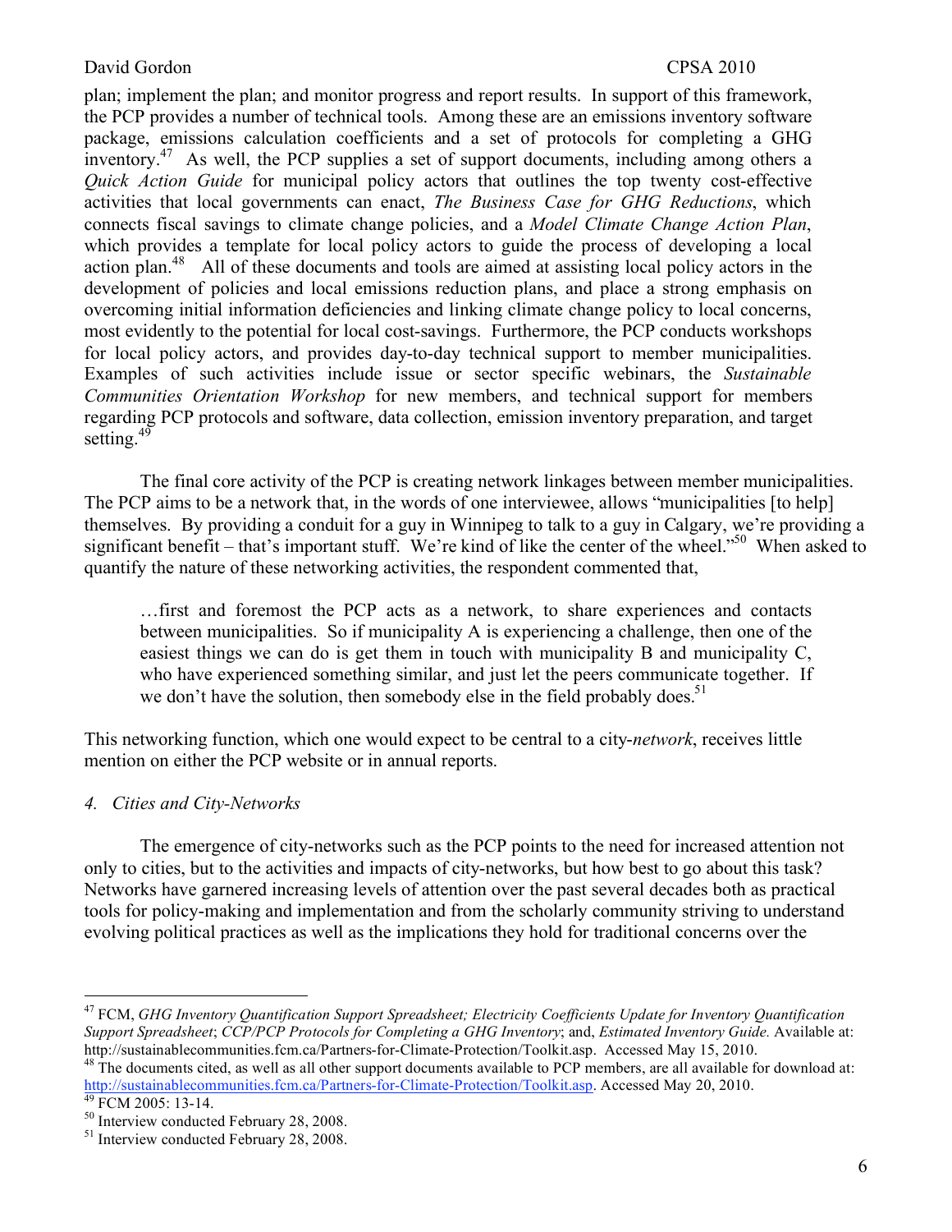plan; implement the plan; and monitor progress and report results. In support of this framework, the PCP provides a number of technical tools. Among these are an emissions inventory software package, emissions calculation coefficients and a set of protocols for completing a GHG inventory.[47] As well, the PCP supplies a set of support documents, including among others a *Quick Action Guide* for municipal policy actors that outlines the top twenty cost-effective activities that local governments can enact, *The Business Case for GHG Reductions*, which connects fiscal savings to climate change policies, and a *Model Climate Change Action Plan*, which provides a template for local policy actors to guide the process of developing a local action plan.[48] All of these documents and tools are aimed at assisting local policy actors in the development of policies and local emissions reduction plans, and place a strong emphasis on overcoming initial information deficiencies and linking climate change policy to local concerns, most evidently to the potential for local cost-savings. Furthermore, the PCP conducts workshops for local policy actors, and provides day-to-day technical support to member municipalities. Examples of such activities include issue or sector specific webinars, the *Sustainable Communities Orientation Workshop* for new members, and technical support for members regarding PCP protocols and software, data collection, emission inventory preparation, and target setting.[49]

The final core activity of the PCP is creating network linkages between member municipalities. The PCP aims to be a network that, in the words of one interviewee, allows "municipalities [to help] themselves. By providing a conduit for a guy in Winnipeg to talk to a guy in Calgary, we're providing a significant benefit – that's important stuff. We're kind of like the center of the wheel."[50] When asked to quantify the nature of these networking activities, the respondent commented that,

> …first and foremost the PCP acts as a network, to share experiences and contacts between municipalities. So if municipality A is experiencing a challenge, then one of the easiest things we can do is get them in touch with municipality B and municipality C, who have experienced something similar, and just let the peers communicate together. If we don't have the solution, then somebody else in the field probably does.[51]

This networking function, which one would expect to be central to a city-*network*, receives little mention on either the PCP website or in annual reports.

### *4. Cities and City-Networks*

The emergence of city-networks such as the PCP points to the need for increased attention not only to cities, but to the activities and impacts of city-networks, but how best to go about this task? Networks have garnered increasing levels of attention over the past several decades both as practical tools for policy-making and implementation and from the scholarly community striving to understand evolving political practices as well as the implications they hold for traditional concerns over the

---

[47] FCM, *GHG Inventory Quantification Support Spreadsheet; Electricity Coefficients Update for Inventory Quantification Support Spreadsheet*; *CCP/PCP Protocols for Completing a GHG Inventory*; and, *Estimated Inventory Guide.* Available at: http://sustainablecommunities.fcm.ca/Partners-for-Climate-Protection/Toolkit.asp. Accessed May 15, 2010.

[48] The documents cited, as well as all other support documents available to PCP members, are all available for download at: http://sustainablecommunities.fcm.ca/Partners-for-Climate-Protection/Toolkit.asp. Accessed May 20, 2010.

[49] FCM 2005: 13-14.

[50] Interview conducted February 28, 2008.

[51] Interview conducted February 28, 2008.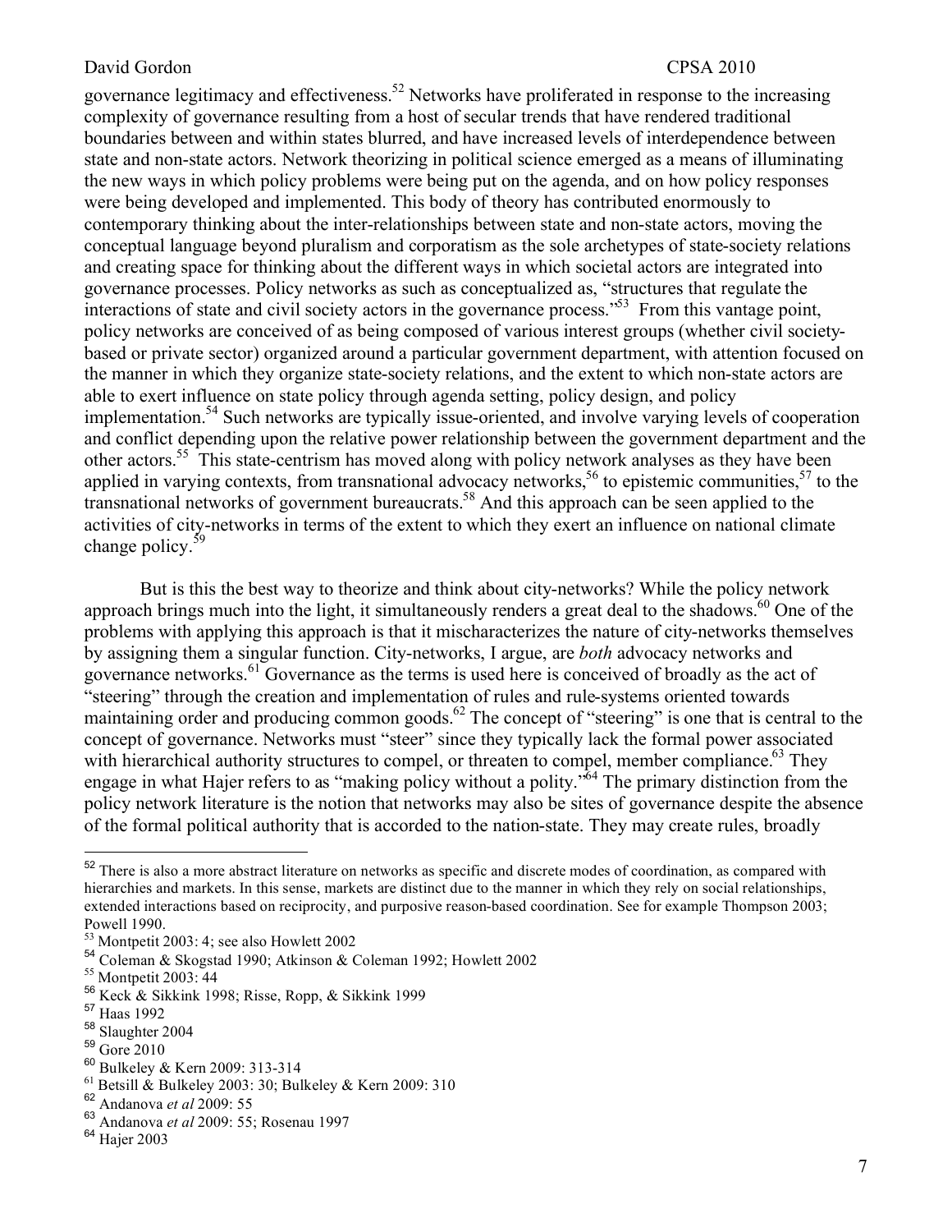governance legitimacy and effectiveness.[52] Networks have proliferated in response to the increasing complexity of governance resulting from a host of secular trends that have rendered traditional boundaries between and within states blurred, and have increased levels of interdependence between state and non-state actors. Network theorizing in political science emerged as a means of illuminating the new ways in which policy problems were being put on the agenda, and on how policy responses were being developed and implemented. This body of theory has contributed enormously to contemporary thinking about the inter-relationships between state and non-state actors, moving the conceptual language beyond pluralism and corporatism as the sole archetypes of state-society relations and creating space for thinking about the different ways in which societal actors are integrated into governance processes. Policy networks as such as conceptualized as, "structures that regulate the interactions of state and civil society actors in the governance process."[53] From this vantage point, policy networks are conceived of as being composed of various interest groups (whether civil society-based or private sector) organized around a particular government department, with attention focused on the manner in which they organize state-society relations, and the extent to which non-state actors are able to exert influence on state policy through agenda setting, policy design, and policy implementation.[54] Such networks are typically issue-oriented, and involve varying levels of cooperation and conflict depending upon the relative power relationship between the government department and the other actors.[55] This state-centrism has moved along with policy network analyses as they have been applied in varying contexts, from transnational advocacy networks,[56] to epistemic communities,[57] to the transnational networks of government bureaucrats.[58] And this approach can be seen applied to the activities of city-networks in terms of the extent to which they exert an influence on national climate change policy.[59]

But is this the best way to theorize and think about city-networks? While the policy network approach brings much into the light, it simultaneously renders a great deal to the shadows.[60] One of the problems with applying this approach is that it mischaracterizes the nature of city-networks themselves by assigning them a singular function. City-networks, I argue, are *both* advocacy networks and governance networks.[61] Governance as the terms is used here is conceived of broadly as the act of "steering" through the creation and implementation of rules and rule-systems oriented towards maintaining order and producing common goods.[62] The concept of "steering" is one that is central to the concept of governance. Networks must "steer" since they typically lack the formal power associated with hierarchical authority structures to compel, or threaten to compel, member compliance.[63] They engage in what Hajer refers to as "making policy without a polity."[64] The primary distinction from the policy network literature is the notion that networks may also be sites of governance despite the absence of the formal political authority that is accorded to the nation-state. They may create rules, broadly

---

[52] There is also a more abstract literature on networks as specific and discrete modes of coordination, as compared with hierarchies and markets. In this sense, markets are distinct due to the manner in which they rely on social relationships, extended interactions based on reciprocity, and purposive reason-based coordination. See for example Thompson 2003; Powell 1990.

[53] Montpetit 2003: 4; see also Howlett 2002

[54] Coleman & Skogstad 1990; Atkinson & Coleman 1992; Howlett 2002

[55] Montpetit 2003: 44

[56] Keck & Sikkink 1998; Risse, Ropp, & Sikkink 1999

[57] Haas 1992

[58] Slaughter 2004

[59] Gore 2010

[60] Bulkeley & Kern 2009: 313-314

[61] Betsill & Bulkeley 2003: 30; Bulkeley & Kern 2009: 310

[62] Andanova *et al* 2009: 55

[63] Andanova *et al* 2009: 55; Rosenau 1997

[64] Hajer 2003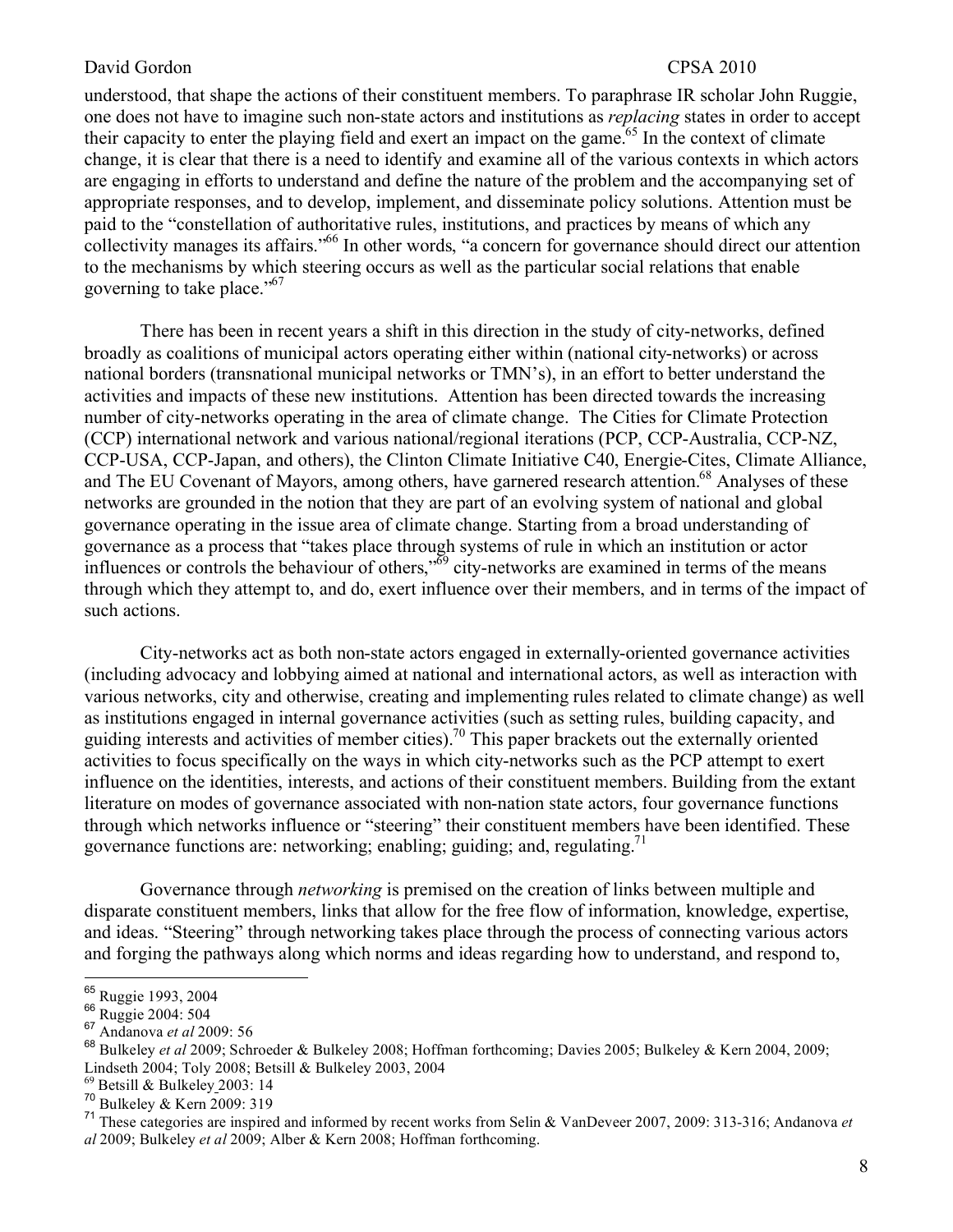understood, that shape the actions of their constituent members. To paraphrase IR scholar John Ruggie, one does not have to imagine such non-state actors and institutions as *replacing* states in order to accept their capacity to enter the playing field and exert an impact on the game.[65] In the context of climate change, it is clear that there is a need to identify and examine all of the various contexts in which actors are engaging in efforts to understand and define the nature of the problem and the accompanying set of appropriate responses, and to develop, implement, and disseminate policy solutions. Attention must be paid to the "constellation of authoritative rules, institutions, and practices by means of which any collectivity manages its affairs."[66] In other words, "a concern for governance should direct our attention to the mechanisms by which steering occurs as well as the particular social relations that enable governing to take place."[67]

There has been in recent years a shift in this direction in the study of city-networks, defined broadly as coalitions of municipal actors operating either within (national city-networks) or across national borders (transnational municipal networks or TMN's), in an effort to better understand the activities and impacts of these new institutions. Attention has been directed towards the increasing number of city-networks operating in the area of climate change. The Cities for Climate Protection (CCP) international network and various national/regional iterations (PCP, CCP-Australia, CCP-NZ, CCP-USA, CCP-Japan, and others), the Clinton Climate Initiative C40, Energie-Cites, Climate Alliance, and The EU Covenant of Mayors, among others, have garnered research attention.[68] Analyses of these networks are grounded in the notion that they are part of an evolving system of national and global governance operating in the issue area of climate change. Starting from a broad understanding of governance as a process that "takes place through systems of rule in which an institution or actor influences or controls the behaviour of others,"[69] city-networks are examined in terms of the means through which they attempt to, and do, exert influence over their members, and in terms of the impact of such actions.

City-networks act as both non-state actors engaged in externally-oriented governance activities (including advocacy and lobbying aimed at national and international actors, as well as interaction with various networks, city and otherwise, creating and implementing rules related to climate change) as well as institutions engaged in internal governance activities (such as setting rules, building capacity, and guiding interests and activities of member cities).[70] This paper brackets out the externally oriented activities to focus specifically on the ways in which city-networks such as the PCP attempt to exert influence on the identities, interests, and actions of their constituent members. Building from the extant literature on modes of governance associated with non-nation state actors, four governance functions through which networks influence or "steering" their constituent members have been identified. These governance functions are: networking; enabling; guiding; and, regulating.[71]

Governance through *networking* is premised on the creation of links between multiple and disparate constituent members, links that allow for the free flow of information, knowledge, expertise, and ideas. "Steering" through networking takes place through the process of connecting various actors and forging the pathways along which norms and ideas regarding how to understand, and respond to,

---

[65] Ruggie 1993, 2004

[66] Ruggie 2004: 504

[67] Andanova *et al* 2009: 56

[68] Bulkeley *et al* 2009; Schroeder & Bulkeley 2008; Hoffman forthcoming; Davies 2005; Bulkeley & Kern 2004, 2009; Lindseth 2004; Toly 2008; Betsill & Bulkeley 2003, 2004

[69] Betsill & Bulkeley 2003: 14

[70] Bulkeley & Kern 2009: 319

[71] These categories are inspired and informed by recent works from Selin & VanDeveer 2007, 2009: 313-316; Andanova *et al* 2009; Bulkeley *et al* 2009; Alber & Kern 2008; Hoffman forthcoming.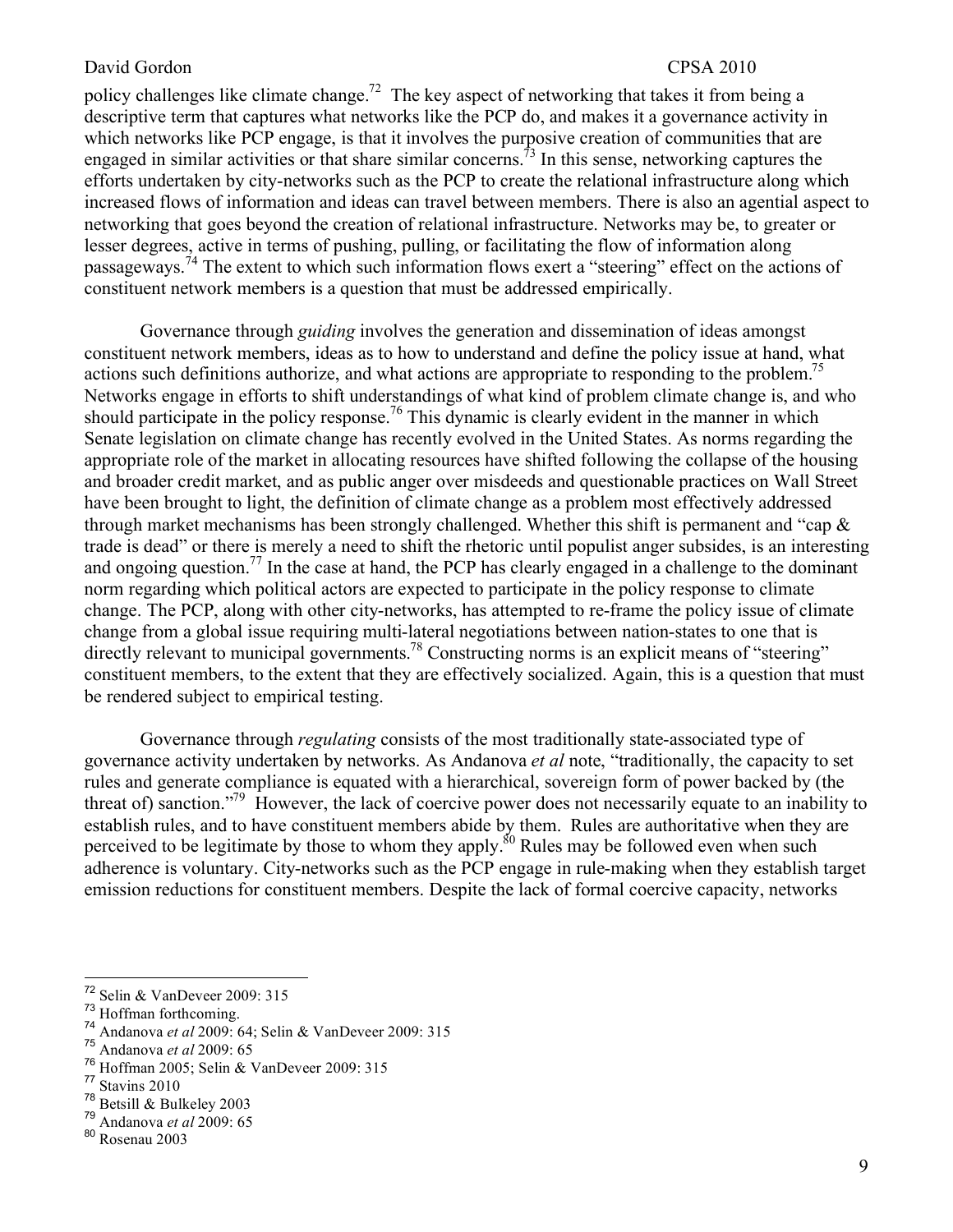policy challenges like climate change.[72] The key aspect of networking that takes it from being a descriptive term that captures what networks like the PCP do, and makes it a governance activity in which networks like PCP engage, is that it involves the purposive creation of communities that are engaged in similar activities or that share similar concerns.[73] In this sense, networking captures the efforts undertaken by city-networks such as the PCP to create the relational infrastructure along which increased flows of information and ideas can travel between members. There is also an agential aspect to networking that goes beyond the creation of relational infrastructure. Networks may be, to greater or lesser degrees, active in terms of pushing, pulling, or facilitating the flow of information along passageways.[74] The extent to which such information flows exert a "steering" effect on the actions of constituent network members is a question that must be addressed empirically.

Governance through *guiding* involves the generation and dissemination of ideas amongst constituent network members, ideas as to how to understand and define the policy issue at hand, what actions such definitions authorize, and what actions are appropriate to responding to the problem.[75] Networks engage in efforts to shift understandings of what kind of problem climate change is, and who should participate in the policy response.[76] This dynamic is clearly evident in the manner in which Senate legislation on climate change has recently evolved in the United States. As norms regarding the appropriate role of the market in allocating resources have shifted following the collapse of the housing and broader credit market, and as public anger over misdeeds and questionable practices on Wall Street have been brought to light, the definition of climate change as a problem most effectively addressed through market mechanisms has been strongly challenged. Whether this shift is permanent and "cap & trade is dead" or there is merely a need to shift the rhetoric until populist anger subsides, is an interesting and ongoing question.[77] In the case at hand, the PCP has clearly engaged in a challenge to the dominant norm regarding which political actors are expected to participate in the policy response to climate change. The PCP, along with other city-networks, has attempted to re-frame the policy issue of climate change from a global issue requiring multi-lateral negotiations between nation-states to one that is directly relevant to municipal governments.[78] Constructing norms is an explicit means of "steering" constituent members, to the extent that they are effectively socialized. Again, this is a question that must be rendered subject to empirical testing.

Governance through *regulating* consists of the most traditionally state-associated type of governance activity undertaken by networks. As Andanova *et al* note, "traditionally, the capacity to set rules and generate compliance is equated with a hierarchical, sovereign form of power backed by (the threat of) sanction."[79] However, the lack of coercive power does not necessarily equate to an inability to establish rules, and to have constituent members abide by them. Rules are authoritative when they are perceived to be legitimate by those to whom they apply.[80] Rules may be followed even when such adherence is voluntary. City-networks such as the PCP engage in rule-making when they establish target emission reductions for constituent members. Despite the lack of formal coercive capacity, networks

---

[72] Selin & VanDeveer 2009: 315
[73] Hoffman forthcoming.
[74] Andanova *et al* 2009: 64; Selin & VanDeveer 2009: 315
[75] Andanova *et al* 2009: 65
[76] Hoffman 2005; Selin & VanDeveer 2009: 315
[77] Stavins 2010
[78] Betsill & Bulkeley 2003
[79] Andanova *et al* 2009: 65
[80] Rosenau 2003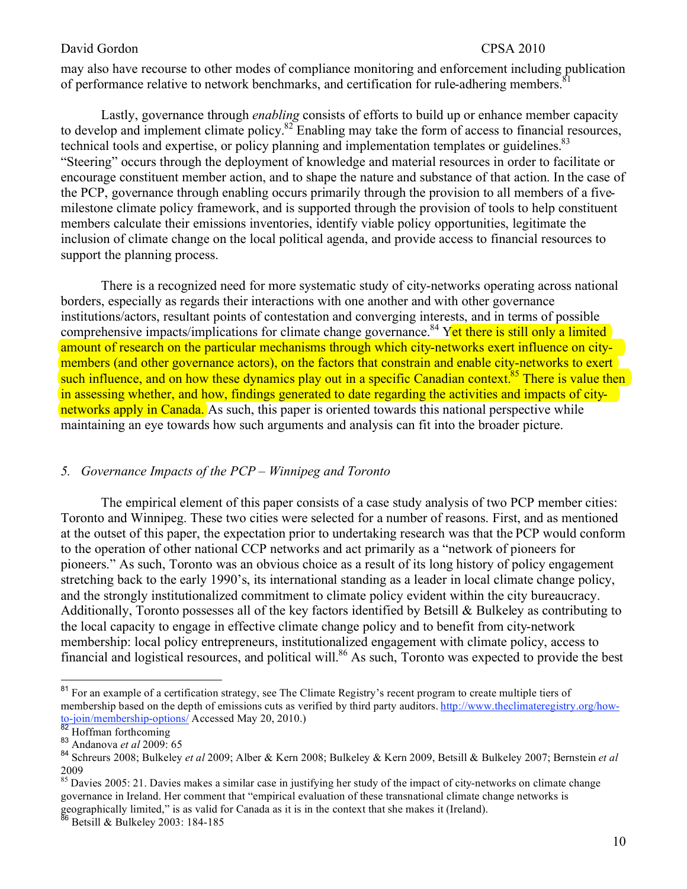may also have recourse to other modes of compliance monitoring and enforcement including publication of performance relative to network benchmarks, and certification for rule-adhering members.[81]

Lastly, governance through *enabling* consists of efforts to build up or enhance member capacity to develop and implement climate policy.[82] Enabling may take the form of access to financial resources, technical tools and expertise, or policy planning and implementation templates or guidelines.[83] "Steering" occurs through the deployment of knowledge and material resources in order to facilitate or encourage constituent member action, and to shape the nature and substance of that action. In the case of the PCP, governance through enabling occurs primarily through the provision to all members of a five-milestone climate policy framework, and is supported through the provision of tools to help constituent members calculate their emissions inventories, identify viable policy opportunities, legitimate the inclusion of climate change on the local political agenda, and provide access to financial resources to support the planning process.

There is a recognized need for more systematic study of city-networks operating across national borders, especially as regards their interactions with one another and with other governance institutions/actors, resultant points of contestation and converging interests, and in terms of possible comprehensive impacts/implications for climate change governance.[84] Yet there is still only a limited amount of research on the particular mechanisms through which city-networks exert influence on city-members (and other governance actors), on the factors that constrain and enable city-networks to exert such influence, and on how these dynamics play out in a specific Canadian context.[85] There is value then in assessing whether, and how, findings generated to date regarding the activities and impacts of city-networks apply in Canada. As such, this paper is oriented towards this national perspective while maintaining an eye towards how such arguments and analysis can fit into the broader picture.

## *5. Governance Impacts of the PCP – Winnipeg and Toronto*

The empirical element of this paper consists of a case study analysis of two PCP member cities: Toronto and Winnipeg. These two cities were selected for a number of reasons. First, and as mentioned at the outset of this paper, the expectation prior to undertaking research was that the PCP would conform to the operation of other national CCP networks and act primarily as a "network of pioneers for pioneers." As such, Toronto was an obvious choice as a result of its long history of policy engagement stretching back to the early 1990's, its international standing as a leader in local climate change policy, and the strongly institutionalized commitment to climate policy evident within the city bureaucracy. Additionally, Toronto possesses all of the key factors identified by Betsill & Bulkeley as contributing to the local capacity to engage in effective climate change policy and to benefit from city-network membership: local policy entrepreneurs, institutionalized engagement with climate policy, access to financial and logistical resources, and political will.[86] As such, Toronto was expected to provide the best

---

[81] For an example of a certification strategy, see The Climate Registry's recent program to create multiple tiers of membership based on the depth of emissions cuts as verified by third party auditors. http://www.theclimateregistry.org/how-to-join/membership-options/ Accessed May 20, 2010.)

[82] Hoffman forthcoming

[83] Andanova *et al* 2009: 65

[84] Schreurs 2008; Bulkeley *et al* 2009; Alber & Kern 2008; Bulkeley & Kern 2009, Betsill & Bulkeley 2007; Bernstein *et al* 2009

[85] Davies 2005: 21. Davies makes a similar case in justifying her study of the impact of city-networks on climate change governance in Ireland. Her comment that "empirical evaluation of these transnational climate change networks is geographically limited," is as valid for Canada as it is in the context that she makes it (Ireland).

[86] Betsill & Bulkeley 2003: 184-185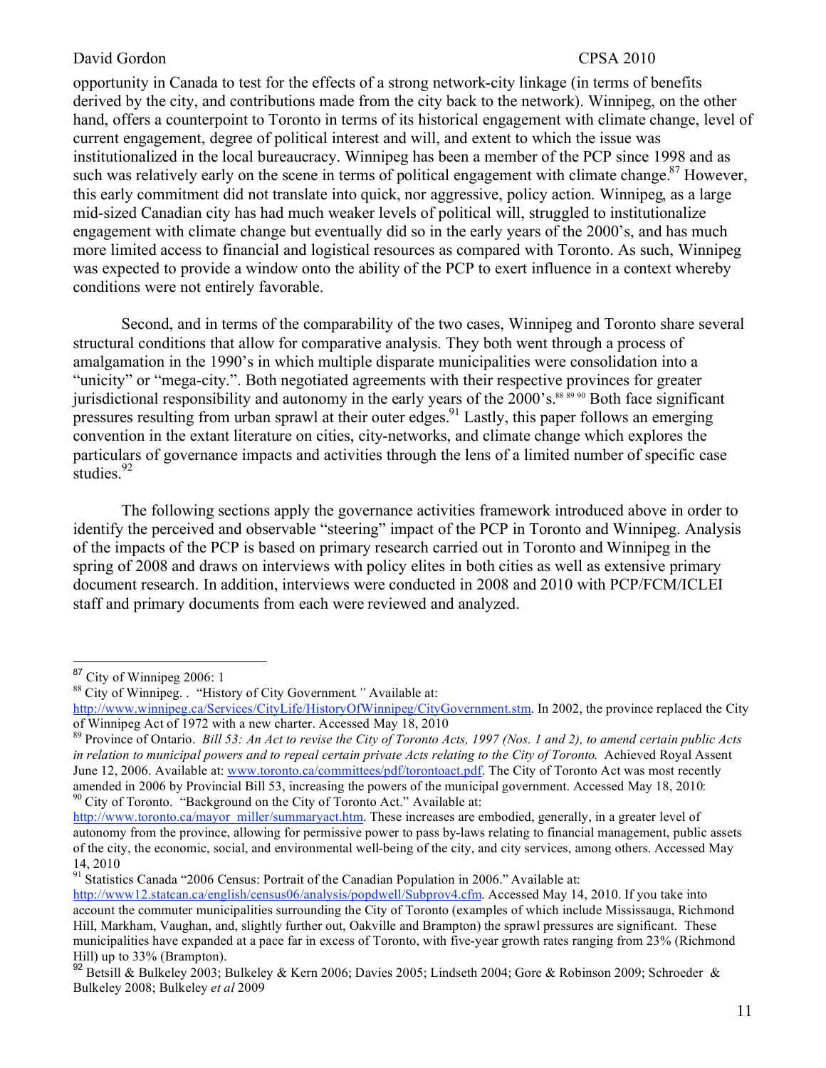opportunity in Canada to test for the effects of a strong network-city linkage (in terms of benefits derived by the city, and contributions made from the city back to the network). Winnipeg, on the other hand, offers a counterpoint to Toronto in terms of its historical engagement with climate change, level of current engagement, degree of political interest and will, and extent to which the issue was institutionalized in the local bureaucracy. Winnipeg has been a member of the PCP since 1998 and as such was relatively early on the scene in terms of political engagement with climate change.[87] However, this early commitment did not translate into quick, nor aggressive, policy action. Winnipeg, as a large mid-sized Canadian city has had much weaker levels of political will, struggled to institutionalize engagement with climate change but eventually did so in the early years of the 2000's, and has much more limited access to financial and logistical resources as compared with Toronto. As such, Winnipeg was expected to provide a window onto the ability of the PCP to exert influence in a context whereby conditions were not entirely favorable.

Second, and in terms of the comparability of the two cases, Winnipeg and Toronto share several structural conditions that allow for comparative analysis. They both went through a process of amalgamation in the 1990's in which multiple disparate municipalities were consolidation into a "unicity" or "mega-city.". Both negotiated agreements with their respective provinces for greater jurisdictional responsibility and autonomy in the early years of the 2000's.[88 89 90] Both face significant pressures resulting from urban sprawl at their outer edges.[91] Lastly, this paper follows an emerging convention in the extant literature on cities, city-networks, and climate change which explores the particulars of governance impacts and activities through the lens of a limited number of specific case studies.[92]

The following sections apply the governance activities framework introduced above in order to identify the perceived and observable "steering" impact of the PCP in Toronto and Winnipeg. Analysis of the impacts of the PCP is based on primary research carried out in Toronto and Winnipeg in the spring of 2008 and draws on interviews with policy elites in both cities as well as extensive primary document research. In addition, interviews were conducted in 2008 and 2010 with PCP/FCM/ICLEI staff and primary documents from each were reviewed and analyzed.

---

[87] City of Winnipeg 2006: 1

[88] City of Winnipeg. . "History of City Government*."* Available at: http://www.winnipeg.ca/Services/CityLife/HistoryOfWinnipeg/CityGovernment.stm. In 2002, the province replaced the City of Winnipeg Act of 1972 with a new charter. Accessed May 18, 2010

[89] Province of Ontario. *Bill 53: An Act to revise the City of Toronto Acts, 1997 (Nos. 1 and 2), to amend certain public Acts in relation to municipal powers and to repeal certain private Acts relating to the City of Toronto.* Achieved Royal Assent June 12, 2006. Available at: www.toronto.ca/committees/pdf/torontoact.pdf. The City of Toronto Act was most recently amended in 2006 by Provincial Bill 53, increasing the powers of the municipal government. Accessed May 18, 2010:

[90] City of Toronto. "Background on the City of Toronto Act." Available at: http://www.toronto.ca/mayor_miller/summaryact.htm. These increases are embodied, generally, in a greater level of autonomy from the province, allowing for permissive power to pass by-laws relating to financial management, public assets of the city, the economic, social, and environmental well-being of the city, and city services, among others. Accessed May 14, 2010

[91] Statistics Canada "2006 Census: Portrait of the Canadian Population in 2006." Available at: http://www12.statcan.ca/english/census06/analysis/popdwell/Subprov4.cfm. Accessed May 14, 2010. If you take into account the commuter municipalities surrounding the City of Toronto (examples of which include Mississauga, Richmond Hill, Markham, Vaughan, and, slightly further out, Oakville and Brampton) the sprawl pressures are significant. These municipalities have expanded at a pace far in excess of Toronto, with five-year growth rates ranging from 23% (Richmond Hill) up to 33% (Brampton).

[92] Betsill & Bulkeley 2003; Bulkeley & Kern 2006; Davies 2005; Lindseth 2004; Gore & Robinson 2009; Schroeder & Bulkeley 2008; Bulkeley *et al* 2009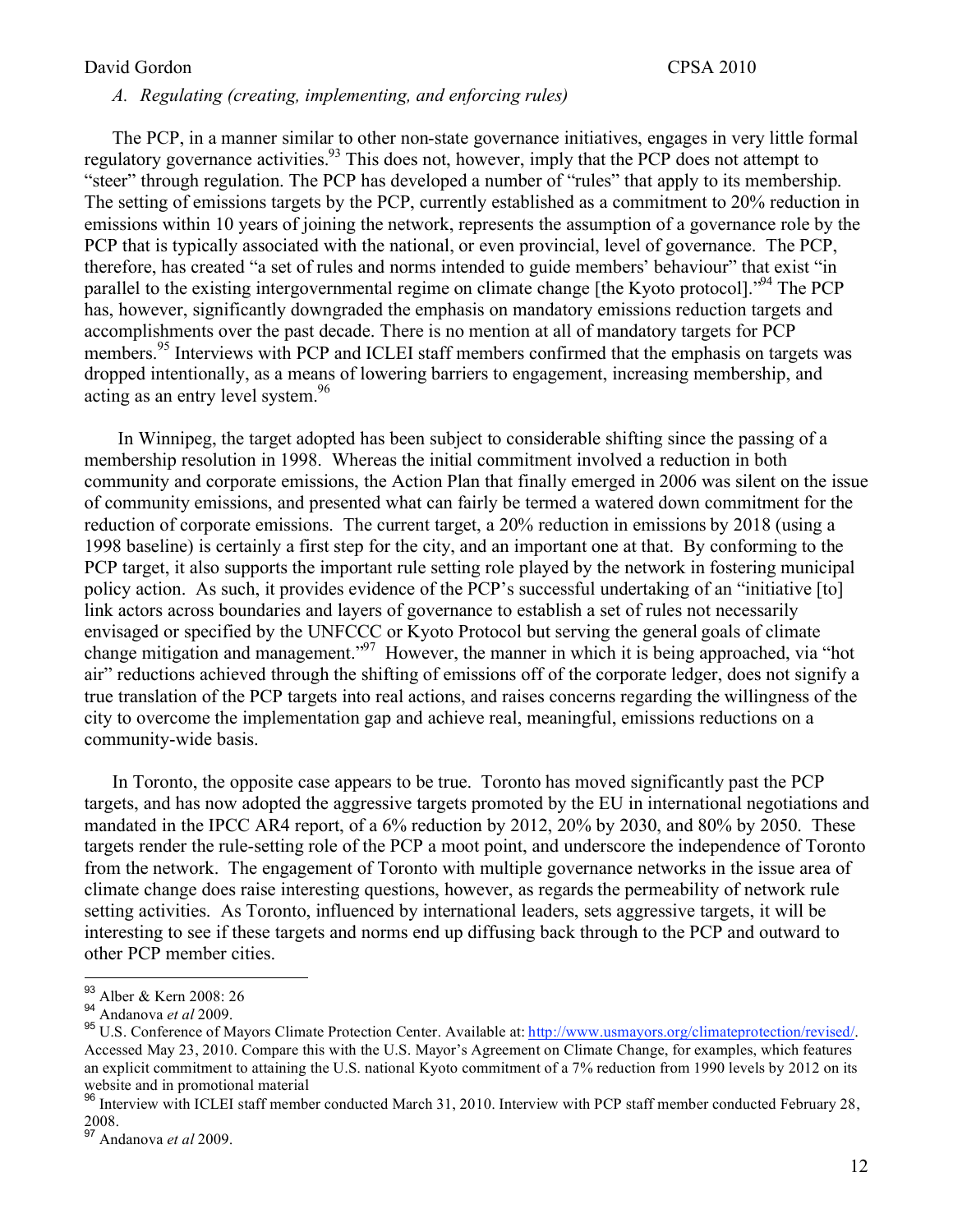*A. Regulating (creating, implementing, and enforcing rules)*

The PCP, in a manner similar to other non-state governance initiatives, engages in very little formal regulatory governance activities.[93] This does not, however, imply that the PCP does not attempt to "steer" through regulation. The PCP has developed a number of "rules" that apply to its membership. The setting of emissions targets by the PCP, currently established as a commitment to 20% reduction in emissions within 10 years of joining the network, represents the assumption of a governance role by the PCP that is typically associated with the national, or even provincial, level of governance. The PCP, therefore, has created "a set of rules and norms intended to guide members' behaviour" that exist "in parallel to the existing intergovernmental regime on climate change [the Kyoto protocol]."[94] The PCP has, however, significantly downgraded the emphasis on mandatory emissions reduction targets and accomplishments over the past decade. There is no mention at all of mandatory targets for PCP members.[95] Interviews with PCP and ICLEI staff members confirmed that the emphasis on targets was dropped intentionally, as a means of lowering barriers to engagement, increasing membership, and acting as an entry level system.[96]

In Winnipeg, the target adopted has been subject to considerable shifting since the passing of a membership resolution in 1998. Whereas the initial commitment involved a reduction in both community and corporate emissions, the Action Plan that finally emerged in 2006 was silent on the issue of community emissions, and presented what can fairly be termed a watered down commitment for the reduction of corporate emissions. The current target, a 20% reduction in emissions by 2018 (using a 1998 baseline) is certainly a first step for the city, and an important one at that. By conforming to the PCP target, it also supports the important rule setting role played by the network in fostering municipal policy action. As such, it provides evidence of the PCP's successful undertaking of an "initiative [to] link actors across boundaries and layers of governance to establish a set of rules not necessarily envisaged or specified by the UNFCCC or Kyoto Protocol but serving the general goals of climate change mitigation and management."[97] However, the manner in which it is being approached, via "hot air" reductions achieved through the shifting of emissions off of the corporate ledger, does not signify a true translation of the PCP targets into real actions, and raises concerns regarding the willingness of the city to overcome the implementation gap and achieve real, meaningful, emissions reductions on a community-wide basis.

In Toronto, the opposite case appears to be true. Toronto has moved significantly past the PCP targets, and has now adopted the aggressive targets promoted by the EU in international negotiations and mandated in the IPCC AR4 report, of a 6% reduction by 2012, 20% by 2030, and 80% by 2050. These targets render the rule-setting role of the PCP a moot point, and underscore the independence of Toronto from the network. The engagement of Toronto with multiple governance networks in the issue area of climate change does raise interesting questions, however, as regards the permeability of network rule setting activities. As Toronto, influenced by international leaders, sets aggressive targets, it will be interesting to see if these targets and norms end up diffusing back through to the PCP and outward to other PCP member cities.

---

[93] Alber & Kern 2008: 26

[94] Andanova *et al* 2009.

[95] U.S. Conference of Mayors Climate Protection Center. Available at: http://www.usmayors.org/climateprotection/revised/. Accessed May 23, 2010. Compare this with the U.S. Mayor's Agreement on Climate Change, for examples, which features an explicit commitment to attaining the U.S. national Kyoto commitment of a 7% reduction from 1990 levels by 2012 on its website and in promotional material

[96] Interview with ICLEI staff member conducted March 31, 2010. Interview with PCP staff member conducted February 28, 2008.

[97] Andanova *et al* 2009.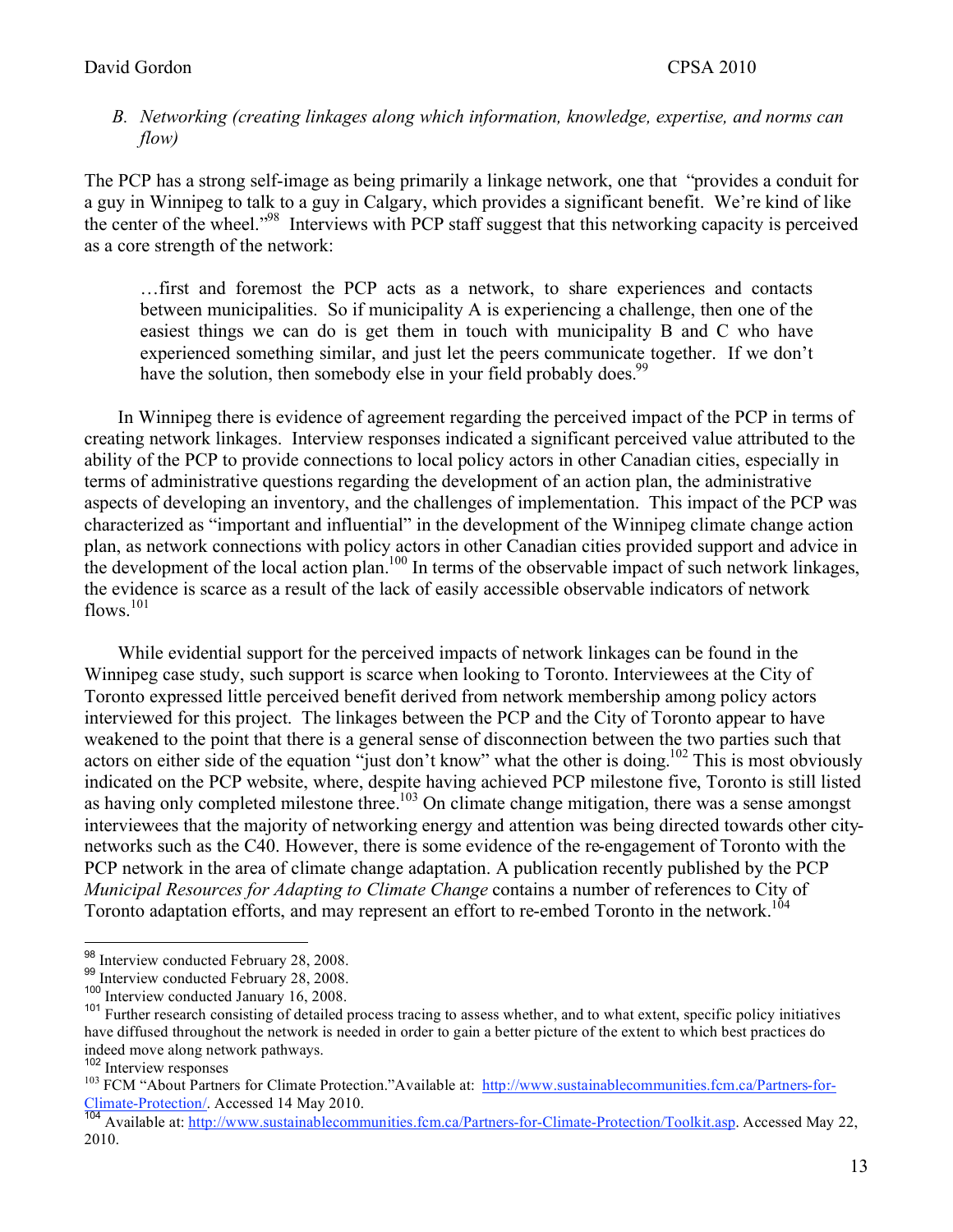*B. Networking (creating linkages along which information, knowledge, expertise, and norms can flow)*

The PCP has a strong self-image as being primarily a linkage network, one that "provides a conduit for a guy in Winnipeg to talk to a guy in Calgary, which provides a significant benefit. We're kind of like the center of the wheel."[98] Interviews with PCP staff suggest that this networking capacity is perceived as a core strength of the network:

> …first and foremost the PCP acts as a network, to share experiences and contacts between municipalities. So if municipality A is experiencing a challenge, then one of the easiest things we can do is get them in touch with municipality B and C who have experienced something similar, and just let the peers communicate together. If we don't have the solution, then somebody else in your field probably does.[99]

In Winnipeg there is evidence of agreement regarding the perceived impact of the PCP in terms of creating network linkages. Interview responses indicated a significant perceived value attributed to the ability of the PCP to provide connections to local policy actors in other Canadian cities, especially in terms of administrative questions regarding the development of an action plan, the administrative aspects of developing an inventory, and the challenges of implementation. This impact of the PCP was characterized as "important and influential" in the development of the Winnipeg climate change action plan, as network connections with policy actors in other Canadian cities provided support and advice in the development of the local action plan.[100] In terms of the observable impact of such network linkages, the evidence is scarce as a result of the lack of easily accessible observable indicators of network flows.[101]

While evidential support for the perceived impacts of network linkages can be found in the Winnipeg case study, such support is scarce when looking to Toronto. Interviewees at the City of Toronto expressed little perceived benefit derived from network membership among policy actors interviewed for this project. The linkages between the PCP and the City of Toronto appear to have weakened to the point that there is a general sense of disconnection between the two parties such that actors on either side of the equation "just don't know" what the other is doing.[102] This is most obviously indicated on the PCP website, where, despite having achieved PCP milestone five, Toronto is still listed as having only completed milestone three.[103] On climate change mitigation, there was a sense amongst interviewees that the majority of networking energy and attention was being directed towards other city-networks such as the C40. However, there is some evidence of the re-engagement of Toronto with the PCP network in the area of climate change adaptation. A publication recently published by the PCP *Municipal Resources for Adapting to Climate Change* contains a number of references to City of Toronto adaptation efforts, and may represent an effort to re-embed Toronto in the network.[104]

---

[98] Interview conducted February 28, 2008.

[99] Interview conducted February 28, 2008.

[100] Interview conducted January 16, 2008.

[101] Further research consisting of detailed process tracing to assess whether, and to what extent, specific policy initiatives have diffused throughout the network is needed in order to gain a better picture of the extent to which best practices do indeed move along network pathways.

[102] Interview responses

[103] FCM "About Partners for Climate Protection."Available at: http://www.sustainablecommunities.fcm.ca/Partners-for-Climate-Protection/. Accessed 14 May 2010.

[104] Available at: http://www.sustainablecommunities.fcm.ca/Partners-for-Climate-Protection/Toolkit.asp. Accessed May 22, 2010.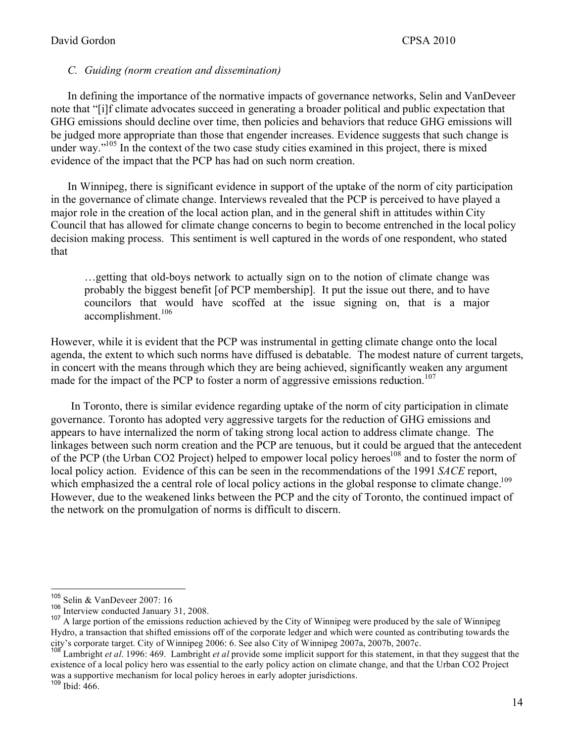*C. Guiding (norm creation and dissemination)*

In defining the importance of the normative impacts of governance networks, Selin and VanDeveer note that "[i]f climate advocates succeed in generating a broader political and public expectation that GHG emissions should decline over time, then policies and behaviors that reduce GHG emissions will be judged more appropriate than those that engender increases. Evidence suggests that such change is under way."[105] In the context of the two case study cities examined in this project, there is mixed evidence of the impact that the PCP has had on such norm creation.

In Winnipeg, there is significant evidence in support of the uptake of the norm of city participation in the governance of climate change. Interviews revealed that the PCP is perceived to have played a major role in the creation of the local action plan, and in the general shift in attitudes within City Council that has allowed for climate change concerns to begin to become entrenched in the local policy decision making process. This sentiment is well captured in the words of one respondent, who stated that

> …getting that old-boys network to actually sign on to the notion of climate change was probably the biggest benefit [of PCP membership]. It put the issue out there, and to have councilors that would have scoffed at the issue signing on, that is a major accomplishment.[106]

However, while it is evident that the PCP was instrumental in getting climate change onto the local agenda, the extent to which such norms have diffused is debatable. The modest nature of current targets, in concert with the means through which they are being achieved, significantly weaken any argument made for the impact of the PCP to foster a norm of aggressive emissions reduction.[107]

In Toronto, there is similar evidence regarding uptake of the norm of city participation in climate governance. Toronto has adopted very aggressive targets for the reduction of GHG emissions and appears to have internalized the norm of taking strong local action to address climate change. The linkages between such norm creation and the PCP are tenuous, but it could be argued that the antecedent of the PCP (the Urban CO2 Project) helped to empower local policy heroes[108] and to foster the norm of local policy action. Evidence of this can be seen in the recommendations of the 1991 *SACE* report, which emphasized the a central role of local policy actions in the global response to climate change.[109] However, due to the weakened links between the PCP and the city of Toronto, the continued impact of the network on the promulgation of norms is difficult to discern.

---

[105] Selin & VanDeveer 2007: 16

[106] Interview conducted January 31, 2008.

[107] A large portion of the emissions reduction achieved by the City of Winnipeg were produced by the sale of Winnipeg Hydro, a transaction that shifted emissions off of the corporate ledger and which were counted as contributing towards the city's corporate target. City of Winnipeg 2006: 6. See also City of Winnipeg 2007a, 2007b, 2007c.

[108] Lambright *et al*. 1996: 469. Lambright *et al* provide some implicit support for this statement, in that they suggest that the existence of a local policy hero was essential to the early policy action on climate change, and that the Urban CO2 Project was a supportive mechanism for local policy heroes in early adopter jurisdictions.

[109] Ibid: 466.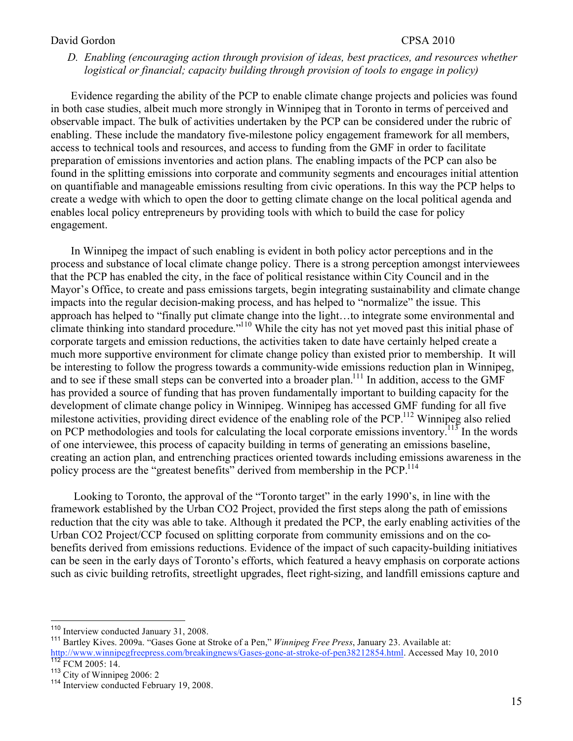*D. Enabling (encouraging action through provision of ideas, best practices, and resources whether logistical or financial; capacity building through provision of tools to engage in policy)*

Evidence regarding the ability of the PCP to enable climate change projects and policies was found in both case studies, albeit much more strongly in Winnipeg that in Toronto in terms of perceived and observable impact. The bulk of activities undertaken by the PCP can be considered under the rubric of enabling. These include the mandatory five-milestone policy engagement framework for all members, access to technical tools and resources, and access to funding from the GMF in order to facilitate preparation of emissions inventories and action plans. The enabling impacts of the PCP can also be found in the splitting emissions into corporate and community segments and encourages initial attention on quantifiable and manageable emissions resulting from civic operations. In this way the PCP helps to create a wedge with which to open the door to getting climate change on the local political agenda and enables local policy entrepreneurs by providing tools with which to build the case for policy engagement.

In Winnipeg the impact of such enabling is evident in both policy actor perceptions and in the process and substance of local climate change policy. There is a strong perception amongst interviewees that the PCP has enabled the city, in the face of political resistance within City Council and in the Mayor's Office, to create and pass emissions targets, begin integrating sustainability and climate change impacts into the regular decision-making process, and has helped to "normalize" the issue. This approach has helped to "finally put climate change into the light…to integrate some environmental and climate thinking into standard procedure."[110] While the city has not yet moved past this initial phase of corporate targets and emission reductions, the activities taken to date have certainly helped create a much more supportive environment for climate change policy than existed prior to membership. It will be interesting to follow the progress towards a community-wide emissions reduction plan in Winnipeg, and to see if these small steps can be converted into a broader plan.[111] In addition, access to the GMF has provided a source of funding that has proven fundamentally important to building capacity for the development of climate change policy in Winnipeg. Winnipeg has accessed GMF funding for all five milestone activities, providing direct evidence of the enabling role of the PCP.[112] Winnipeg also relied on PCP methodologies and tools for calculating the local corporate emissions inventory.[113] In the words of one interviewee, this process of capacity building in terms of generating an emissions baseline, creating an action plan, and entrenching practices oriented towards including emissions awareness in the policy process are the "greatest benefits" derived from membership in the PCP.[114]

Looking to Toronto, the approval of the "Toronto target" in the early 1990's, in line with the framework established by the Urban CO2 Project, provided the first steps along the path of emissions reduction that the city was able to take. Although it predated the PCP, the early enabling activities of the Urban CO2 Project/CCP focused on splitting corporate from community emissions and on the co-benefits derived from emissions reductions. Evidence of the impact of such capacity-building initiatives can be seen in the early days of Toronto's efforts, which featured a heavy emphasis on corporate actions such as civic building retrofits, streetlight upgrades, fleet right-sizing, and landfill emissions capture and

---

[110] Interview conducted January 31, 2008.

[111] Bartley Kives. 2009a. "Gases Gone at Stroke of a Pen," *Winnipeg Free Press*, January 23. Available at: http://www.winnipegfreepress.com/breakingnews/Gases-gone-at-stroke-of-pen38212854.html. Accessed May 10, 2010

[112] FCM 2005: 14.

[113] City of Winnipeg 2006: 2

[114] Interview conducted February 19, 2008.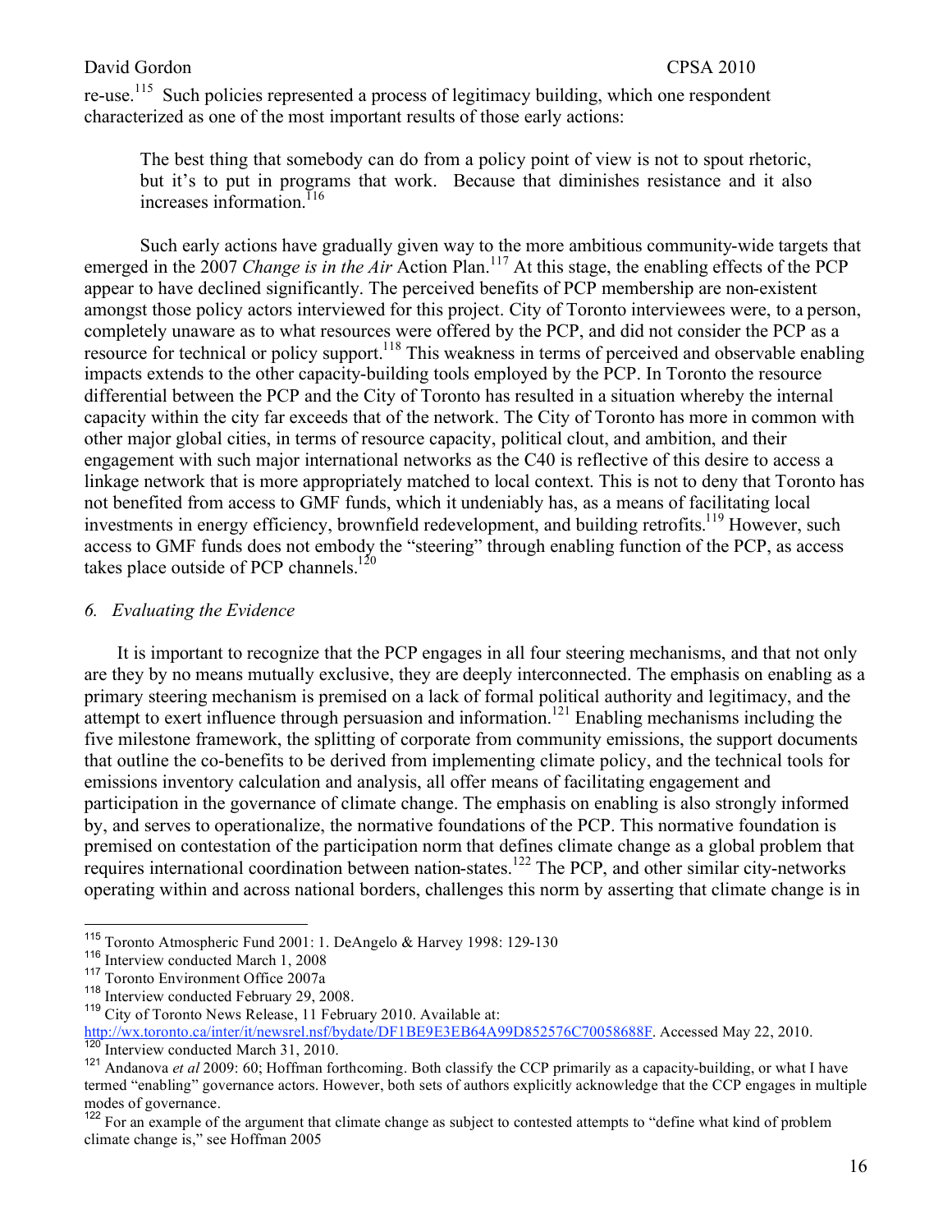re-use.[115] Such policies represented a process of legitimacy building, which one respondent characterized as one of the most important results of those early actions:

> The best thing that somebody can do from a policy point of view is not to spout rhetoric, but it's to put in programs that work. Because that diminishes resistance and it also increases information.[116]

Such early actions have gradually given way to the more ambitious community-wide targets that emerged in the 2007 *Change is in the Air* Action Plan.[117] At this stage, the enabling effects of the PCP appear to have declined significantly. The perceived benefits of PCP membership are non-existent amongst those policy actors interviewed for this project. City of Toronto interviewees were, to a person, completely unaware as to what resources were offered by the PCP, and did not consider the PCP as a resource for technical or policy support.[118] This weakness in terms of perceived and observable enabling impacts extends to the other capacity-building tools employed by the PCP. In Toronto the resource differential between the PCP and the City of Toronto has resulted in a situation whereby the internal capacity within the city far exceeds that of the network. The City of Toronto has more in common with other major global cities, in terms of resource capacity, political clout, and ambition, and their engagement with such major international networks as the C40 is reflective of this desire to access a linkage network that is more appropriately matched to local context. This is not to deny that Toronto has not benefited from access to GMF funds, which it undeniably has, as a means of facilitating local investments in energy efficiency, brownfield redevelopment, and building retrofits.[119] However, such access to GMF funds does not embody the "steering" through enabling function of the PCP, as access takes place outside of PCP channels.[120]

*6. Evaluating the Evidence*

It is important to recognize that the PCP engages in all four steering mechanisms, and that not only are they by no means mutually exclusive, they are deeply interconnected. The emphasis on enabling as a primary steering mechanism is premised on a lack of formal political authority and legitimacy, and the attempt to exert influence through persuasion and information.[121] Enabling mechanisms including the five milestone framework, the splitting of corporate from community emissions, the support documents that outline the co-benefits to be derived from implementing climate policy, and the technical tools for emissions inventory calculation and analysis, all offer means of facilitating engagement and participation in the governance of climate change. The emphasis on enabling is also strongly informed by, and serves to operationalize, the normative foundations of the PCP. This normative foundation is premised on contestation of the participation norm that defines climate change as a global problem that requires international coordination between nation-states.[122] The PCP, and other similar city-networks operating within and across national borders, challenges this norm by asserting that climate change is in

---

[115] Toronto Atmospheric Fund 2001: 1. DeAngelo & Harvey 1998: 129-130

[116] Interview conducted March 1, 2008

[117] Toronto Environment Office 2007a

[118] Interview conducted February 29, 2008.

[119] City of Toronto News Release, 11 February 2010. Available at: http://wx.toronto.ca/inter/it/newsrel.nsf/bydate/DF1BE9E3EB64A99D852576C70058688F. Accessed May 22, 2010.

[120] Interview conducted March 31, 2010.

[121] Andanova *et al* 2009: 60; Hoffman forthcoming. Both classify the CCP primarily as a capacity-building, or what I have termed "enabling" governance actors. However, both sets of authors explicitly acknowledge that the CCP engages in multiple modes of governance.

[122] For an example of the argument that climate change as subject to contested attempts to "define what kind of problem climate change is," see Hoffman 2005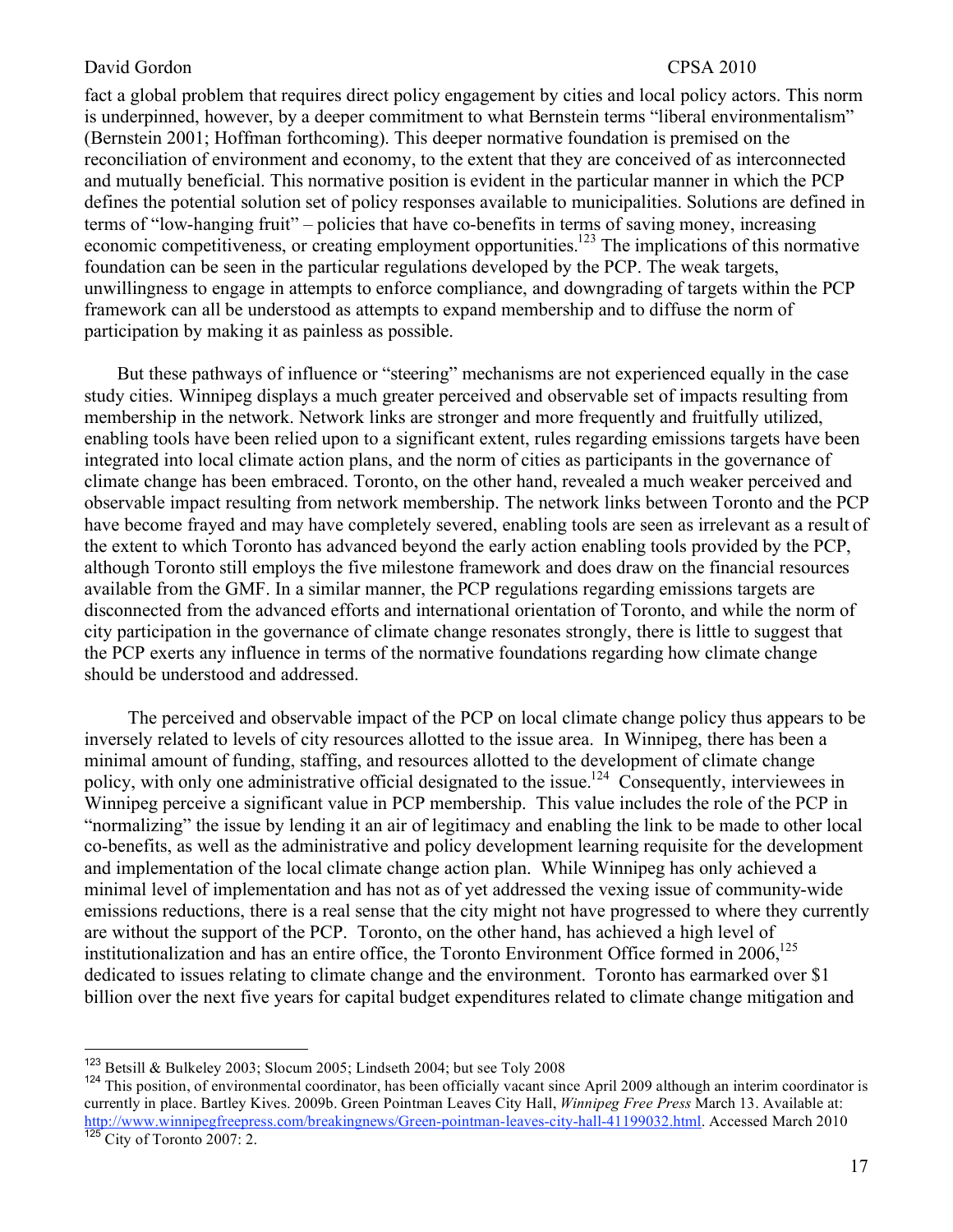fact a global problem that requires direct policy engagement by cities and local policy actors. This norm is underpinned, however, by a deeper commitment to what Bernstein terms "liberal environmentalism" (Bernstein 2001; Hoffman forthcoming). This deeper normative foundation is premised on the reconciliation of environment and economy, to the extent that they are conceived of as interconnected and mutually beneficial. This normative position is evident in the particular manner in which the PCP defines the potential solution set of policy responses available to municipalities. Solutions are defined in terms of "low-hanging fruit" – policies that have co-benefits in terms of saving money, increasing economic competitiveness, or creating employment opportunities.[123] The implications of this normative foundation can be seen in the particular regulations developed by the PCP. The weak targets, unwillingness to engage in attempts to enforce compliance, and downgrading of targets within the PCP framework can all be understood as attempts to expand membership and to diffuse the norm of participation by making it as painless as possible.

But these pathways of influence or "steering" mechanisms are not experienced equally in the case study cities. Winnipeg displays a much greater perceived and observable set of impacts resulting from membership in the network. Network links are stronger and more frequently and fruitfully utilized, enabling tools have been relied upon to a significant extent, rules regarding emissions targets have been integrated into local climate action plans, and the norm of cities as participants in the governance of climate change has been embraced. Toronto, on the other hand, revealed a much weaker perceived and observable impact resulting from network membership. The network links between Toronto and the PCP have become frayed and may have completely severed, enabling tools are seen as irrelevant as a result of the extent to which Toronto has advanced beyond the early action enabling tools provided by the PCP, although Toronto still employs the five milestone framework and does draw on the financial resources available from the GMF. In a similar manner, the PCP regulations regarding emissions targets are disconnected from the advanced efforts and international orientation of Toronto, and while the norm of city participation in the governance of climate change resonates strongly, there is little to suggest that the PCP exerts any influence in terms of the normative foundations regarding how climate change should be understood and addressed.

The perceived and observable impact of the PCP on local climate change policy thus appears to be inversely related to levels of city resources allotted to the issue area. In Winnipeg, there has been a minimal amount of funding, staffing, and resources allotted to the development of climate change policy, with only one administrative official designated to the issue.[124] Consequently, interviewees in Winnipeg perceive a significant value in PCP membership. This value includes the role of the PCP in "normalizing" the issue by lending it an air of legitimacy and enabling the link to be made to other local co-benefits, as well as the administrative and policy development learning requisite for the development and implementation of the local climate change action plan. While Winnipeg has only achieved a minimal level of implementation and has not as of yet addressed the vexing issue of community-wide emissions reductions, there is a real sense that the city might not have progressed to where they currently are without the support of the PCP. Toronto, on the other hand, has achieved a high level of institutionalization and has an entire office, the Toronto Environment Office formed in 2006,[125] dedicated to issues relating to climate change and the environment. Toronto has earmarked over $1 billion over the next five years for capital budget expenditures related to climate change mitigation and

---

[123] Betsill & Bulkeley 2003; Slocum 2005; Lindseth 2004; but see Toly 2008

[124] This position, of environmental coordinator, has been officially vacant since April 2009 although an interim coordinator is currently in place. Bartley Kives. 2009b. Green Pointman Leaves City Hall, *Winnipeg Free Press* March 13. Available at: http://www.winnipegfreepress.com/breakingnews/Green-pointman-leaves-city-hall-41199032.html. Accessed March 2010

[125] City of Toronto 2007: 2.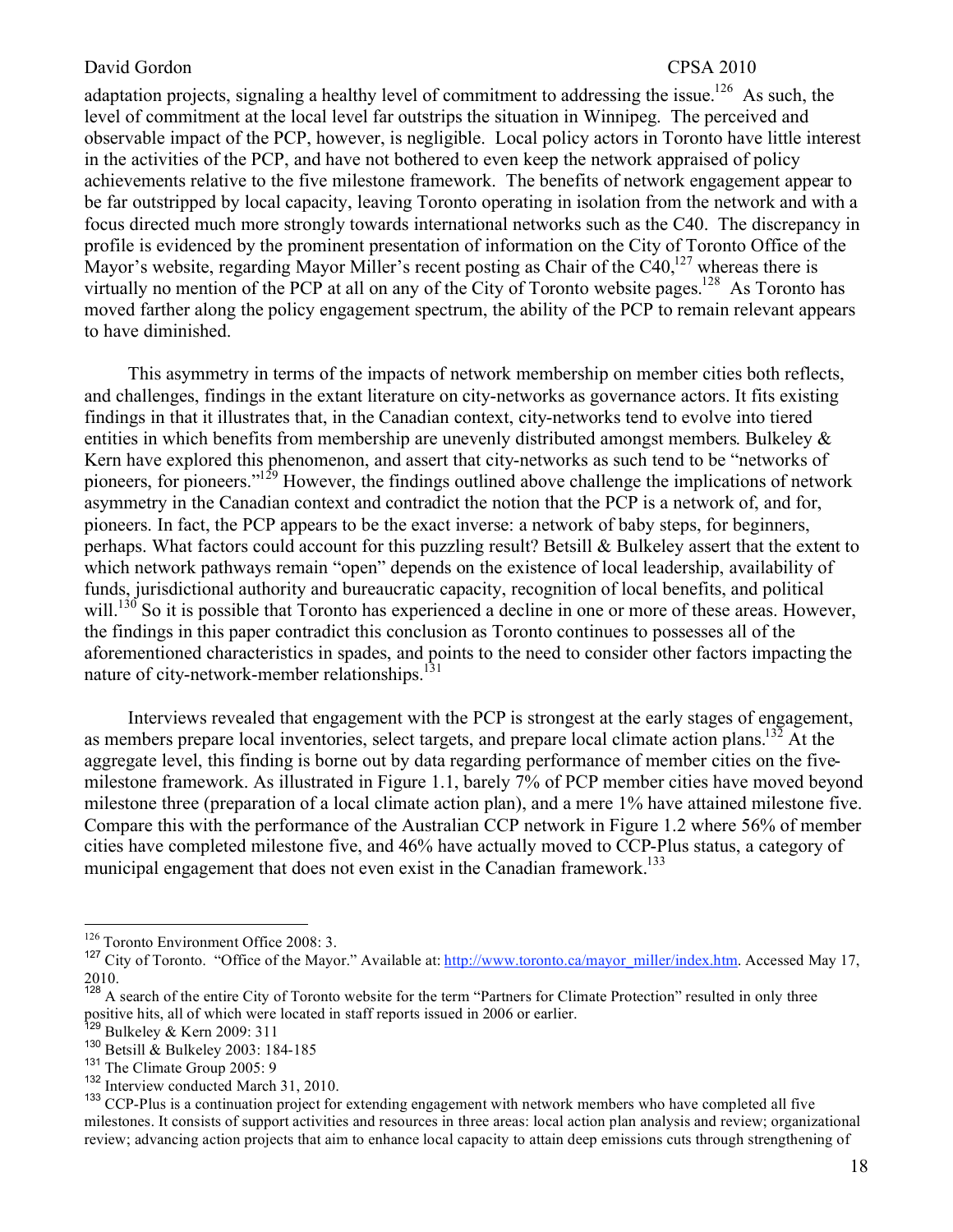adaptation projects, signaling a healthy level of commitment to addressing the issue.[126] As such, the level of commitment at the local level far outstrips the situation in Winnipeg. The perceived and observable impact of the PCP, however, is negligible. Local policy actors in Toronto have little interest in the activities of the PCP, and have not bothered to even keep the network appraised of policy achievements relative to the five milestone framework. The benefits of network engagement appear to be far outstripped by local capacity, leaving Toronto operating in isolation from the network and with a focus directed much more strongly towards international networks such as the C40. The discrepancy in profile is evidenced by the prominent presentation of information on the City of Toronto Office of the Mayor's website, regarding Mayor Miller's recent posting as Chair of the C40,[127] whereas there is virtually no mention of the PCP at all on any of the City of Toronto website pages.[128] As Toronto has moved farther along the policy engagement spectrum, the ability of the PCP to remain relevant appears to have diminished.

This asymmetry in terms of the impacts of network membership on member cities both reflects, and challenges, findings in the extant literature on city-networks as governance actors. It fits existing findings in that it illustrates that, in the Canadian context, city-networks tend to evolve into tiered entities in which benefits from membership are unevenly distributed amongst members. Bulkeley & Kern have explored this phenomenon, and assert that city-networks as such tend to be "networks of pioneers, for pioneers."[129] However, the findings outlined above challenge the implications of network asymmetry in the Canadian context and contradict the notion that the PCP is a network of, and for, pioneers. In fact, the PCP appears to be the exact inverse: a network of baby steps, for beginners, perhaps. What factors could account for this puzzling result? Betsill & Bulkeley assert that the extent to which network pathways remain "open" depends on the existence of local leadership, availability of funds, jurisdictional authority and bureaucratic capacity, recognition of local benefits, and political will.[130] So it is possible that Toronto has experienced a decline in one or more of these areas. However, the findings in this paper contradict this conclusion as Toronto continues to possesses all of the aforementioned characteristics in spades, and points to the need to consider other factors impacting the nature of city-network-member relationships.[131]

Interviews revealed that engagement with the PCP is strongest at the early stages of engagement, as members prepare local inventories, select targets, and prepare local climate action plans.[132] At the aggregate level, this finding is borne out by data regarding performance of member cities on the five-milestone framework. As illustrated in Figure 1.1, barely 7% of PCP member cities have moved beyond milestone three (preparation of a local climate action plan), and a mere 1% have attained milestone five. Compare this with the performance of the Australian CCP network in Figure 1.2 where 56% of member cities have completed milestone five, and 46% have actually moved to CCP-Plus status, a category of municipal engagement that does not even exist in the Canadian framework.[133]

---

[126] Toronto Environment Office 2008: 3.

[127] City of Toronto. "Office of the Mayor." Available at: http://www.toronto.ca/mayor_miller/index.htm. Accessed May 17, 2010.

[128] A search of the entire City of Toronto website for the term "Partners for Climate Protection" resulted in only three positive hits, all of which were located in staff reports issued in 2006 or earlier.

[129] Bulkeley & Kern 2009: 311

[130] Betsill & Bulkeley 2003: 184-185

[131] The Climate Group 2005: 9

[132] Interview conducted March 31, 2010.

[133] CCP-Plus is a continuation project for extending engagement with network members who have completed all five milestones. It consists of support activities and resources in three areas: local action plan analysis and review; organizational review; advancing action projects that aim to enhance local capacity to attain deep emissions cuts through strengthening of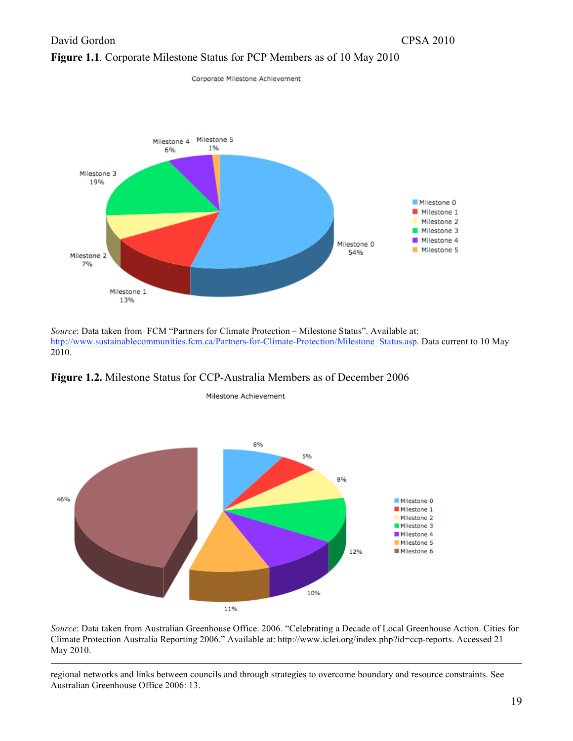**Figure 1.1**. Corporate Milestone Status for PCP Members as of 10 May 2010

*Source*: Data taken from FCM "Partners for Climate Protection – Milestone Status". Available at: http://www.sustainablecommunities.fcm.ca/Partners-for-Climate-Protection/Milestone_Status.asp. Data current to 10 May 2010.

**Figure 1.2.** Milestone Status for CCP-Australia Members as of December 2006

*Source*: Data taken from Australian Greenhouse Office. 2006. "Celebrating a Decade of Local Greenhouse Action. Cities for Climate Protection Australia Reporting 2006." Available at: http://www.iclei.org/index.php?id=ccp-reports. Accessed 21 May 2010.

---

regional networks and links between councils and through strategies to overcome boundary and resource constraints. See Australian Greenhouse Office 2006: 13.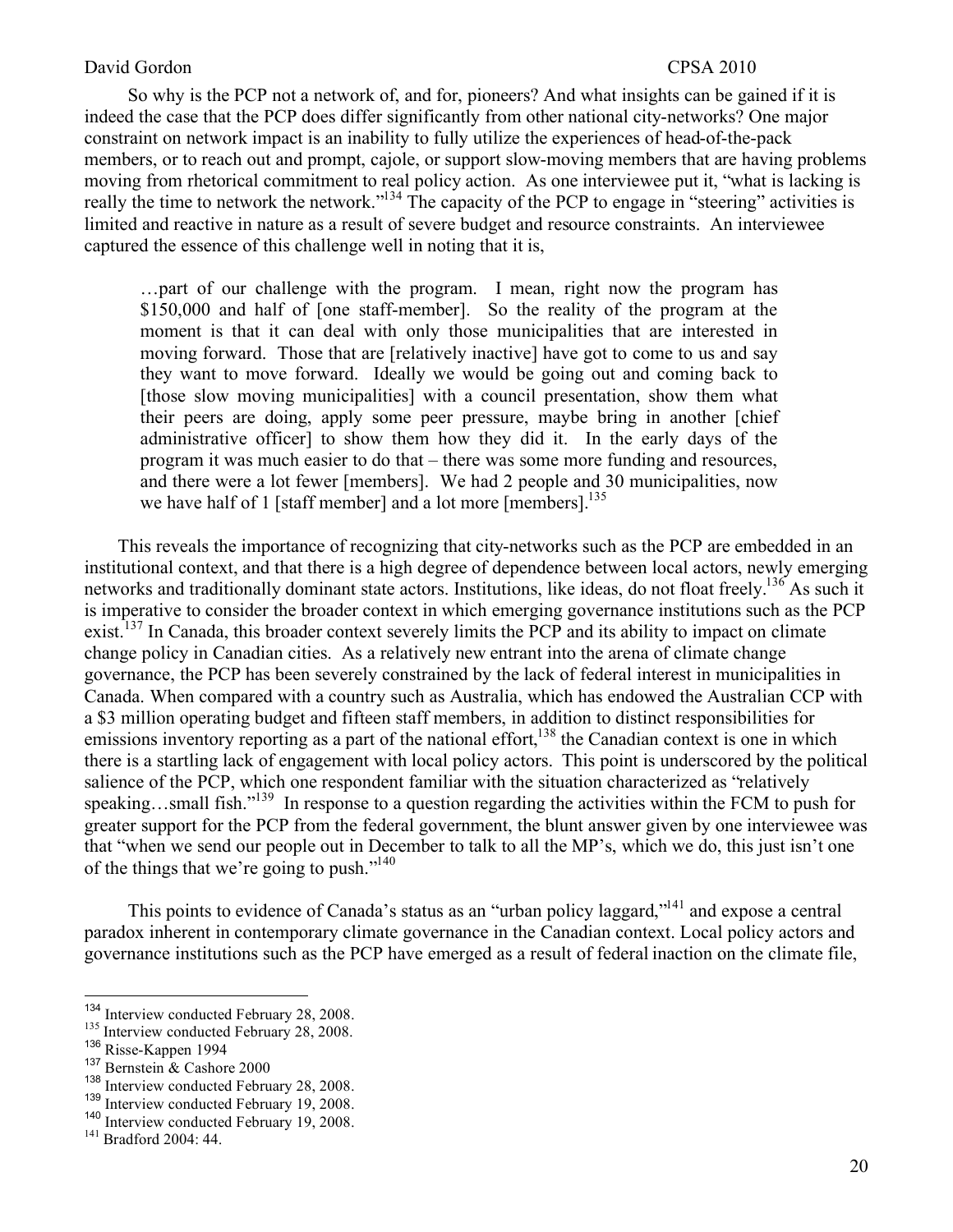So why is the PCP not a network of, and for, pioneers? And what insights can be gained if it is indeed the case that the PCP does differ significantly from other national city-networks? One major constraint on network impact is an inability to fully utilize the experiences of head-of-the-pack members, or to reach out and prompt, cajole, or support slow-moving members that are having problems moving from rhetorical commitment to real policy action. As one interviewee put it, "what is lacking is really the time to network the network."[134] The capacity of the PCP to engage in "steering" activities is limited and reactive in nature as a result of severe budget and resource constraints. An interviewee captured the essence of this challenge well in noting that it is,

> …part of our challenge with the program. I mean, right now the program has $150,000 and half of [one staff-member]. So the reality of the program at the moment is that it can deal with only those municipalities that are interested in moving forward. Those that are [relatively inactive] have got to come to us and say they want to move forward. Ideally we would be going out and coming back to [those slow moving municipalities] with a council presentation, show them what their peers are doing, apply some peer pressure, maybe bring in another [chief administrative officer] to show them how they did it. In the early days of the program it was much easier to do that – there was some more funding and resources, and there were a lot fewer [members]. We had 2 people and 30 municipalities, now we have half of 1 [staff member] and a lot more [members].[135]

This reveals the importance of recognizing that city-networks such as the PCP are embedded in an institutional context, and that there is a high degree of dependence between local actors, newly emerging networks and traditionally dominant state actors. Institutions, like ideas, do not float freely.[136] As such it is imperative to consider the broader context in which emerging governance institutions such as the PCP exist.[137] In Canada, this broader context severely limits the PCP and its ability to impact on climate change policy in Canadian cities. As a relatively new entrant into the arena of climate change governance, the PCP has been severely constrained by the lack of federal interest in municipalities in Canada. When compared with a country such as Australia, which has endowed the Australian CCP with a $3 million operating budget and fifteen staff members, in addition to distinct responsibilities for emissions inventory reporting as a part of the national effort,[138] the Canadian context is one in which there is a startling lack of engagement with local policy actors. This point is underscored by the political salience of the PCP, which one respondent familiar with the situation characterized as "relatively speaking…small fish."[139] In response to a question regarding the activities within the FCM to push for greater support for the PCP from the federal government, the blunt answer given by one interviewee was that "when we send our people out in December to talk to all the MP's, which we do, this just isn't one of the things that we're going to push."[140]

This points to evidence of Canada's status as an "urban policy laggard,"[141] and expose a central paradox inherent in contemporary climate governance in the Canadian context. Local policy actors and governance institutions such as the PCP have emerged as a result of federal inaction on the climate file,

---

[134] Interview conducted February 28, 2008.
[135] Interview conducted February 28, 2008.
[136] Risse-Kappen 1994
[137] Bernstein & Cashore 2000
[138] Interview conducted February 28, 2008.
[139] Interview conducted February 19, 2008.
[140] Interview conducted February 19, 2008.
[141] Bradford 2004: 44.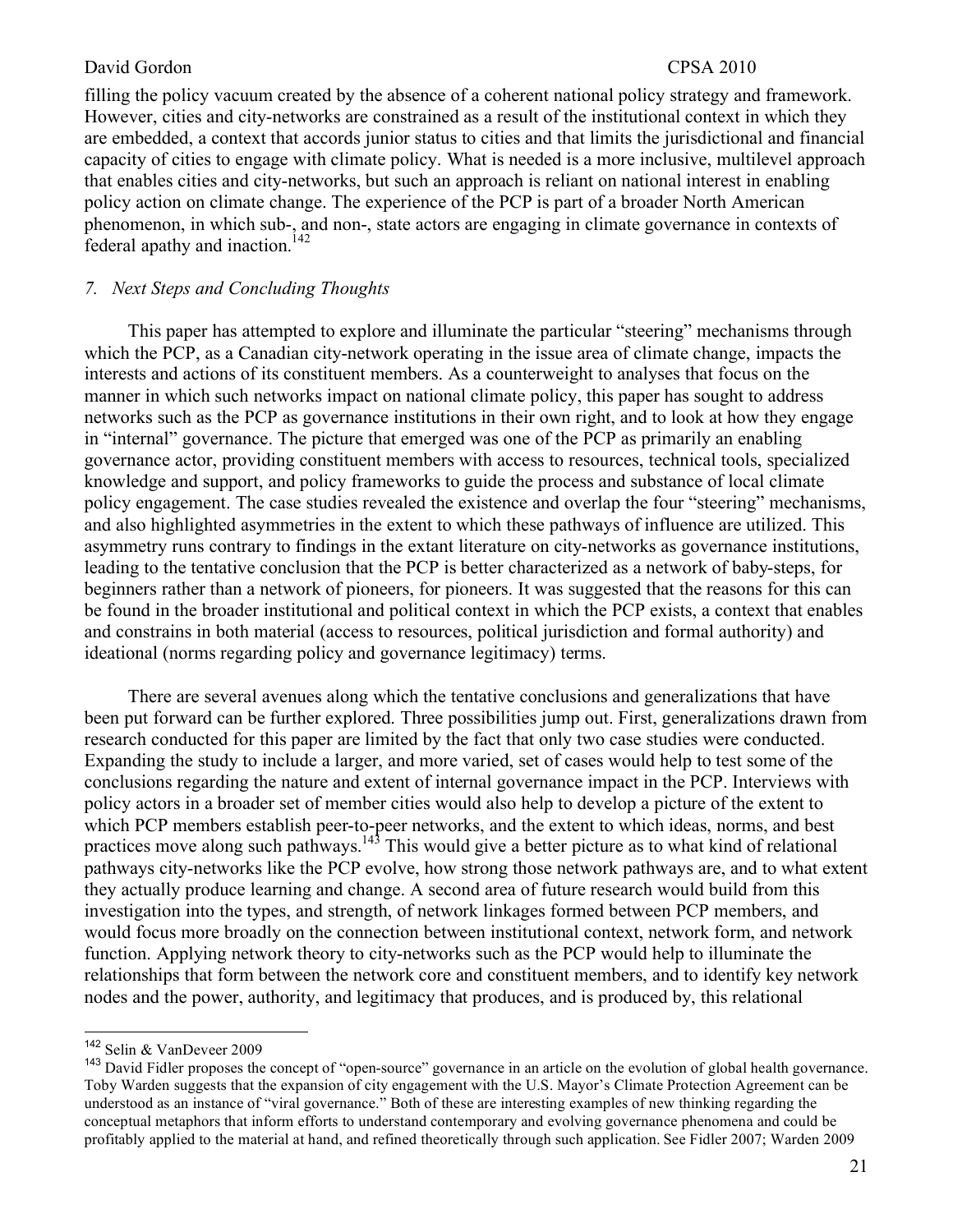filling the policy vacuum created by the absence of a coherent national policy strategy and framework. However, cities and city-networks are constrained as a result of the institutional context in which they are embedded, a context that accords junior status to cities and that limits the jurisdictional and financial capacity of cities to engage with climate policy. What is needed is a more inclusive, multilevel approach that enables cities and city-networks, but such an approach is reliant on national interest in enabling policy action on climate change. The experience of the PCP is part of a broader North American phenomenon, in which sub-, and non-, state actors are engaging in climate governance in contexts of federal apathy and inaction.[142]

## *7. Next Steps and Concluding Thoughts*

This paper has attempted to explore and illuminate the particular "steering" mechanisms through which the PCP, as a Canadian city-network operating in the issue area of climate change, impacts the interests and actions of its constituent members. As a counterweight to analyses that focus on the manner in which such networks impact on national climate policy, this paper has sought to address networks such as the PCP as governance institutions in their own right, and to look at how they engage in "internal" governance. The picture that emerged was one of the PCP as primarily an enabling governance actor, providing constituent members with access to resources, technical tools, specialized knowledge and support, and policy frameworks to guide the process and substance of local climate policy engagement. The case studies revealed the existence and overlap the four "steering" mechanisms, and also highlighted asymmetries in the extent to which these pathways of influence are utilized. This asymmetry runs contrary to findings in the extant literature on city-networks as governance institutions, leading to the tentative conclusion that the PCP is better characterized as a network of baby-steps, for beginners rather than a network of pioneers, for pioneers. It was suggested that the reasons for this can be found in the broader institutional and political context in which the PCP exists, a context that enables and constrains in both material (access to resources, political jurisdiction and formal authority) and ideational (norms regarding policy and governance legitimacy) terms.

There are several avenues along which the tentative conclusions and generalizations that have been put forward can be further explored. Three possibilities jump out. First, generalizations drawn from research conducted for this paper are limited by the fact that only two case studies were conducted. Expanding the study to include a larger, and more varied, set of cases would help to test some of the conclusions regarding the nature and extent of internal governance impact in the PCP. Interviews with policy actors in a broader set of member cities would also help to develop a picture of the extent to which PCP members establish peer-to-peer networks, and the extent to which ideas, norms, and best practices move along such pathways.[143] This would give a better picture as to what kind of relational pathways city-networks like the PCP evolve, how strong those network pathways are, and to what extent they actually produce learning and change. A second area of future research would build from this investigation into the types, and strength, of network linkages formed between PCP members, and would focus more broadly on the connection between institutional context, network form, and network function. Applying network theory to city-networks such as the PCP would help to illuminate the relationships that form between the network core and constituent members, and to identify key network nodes and the power, authority, and legitimacy that produces, and is produced by, this relational

---

[142] Selin & VanDeveer 2009

[143] David Fidler proposes the concept of "open-source" governance in an article on the evolution of global health governance. Toby Warden suggests that the expansion of city engagement with the U.S. Mayor's Climate Protection Agreement can be understood as an instance of "viral governance." Both of these are interesting examples of new thinking regarding the conceptual metaphors that inform efforts to understand contemporary and evolving governance phenomena and could be profitably applied to the material at hand, and refined theoretically through such application. See Fidler 2007; Warden 2009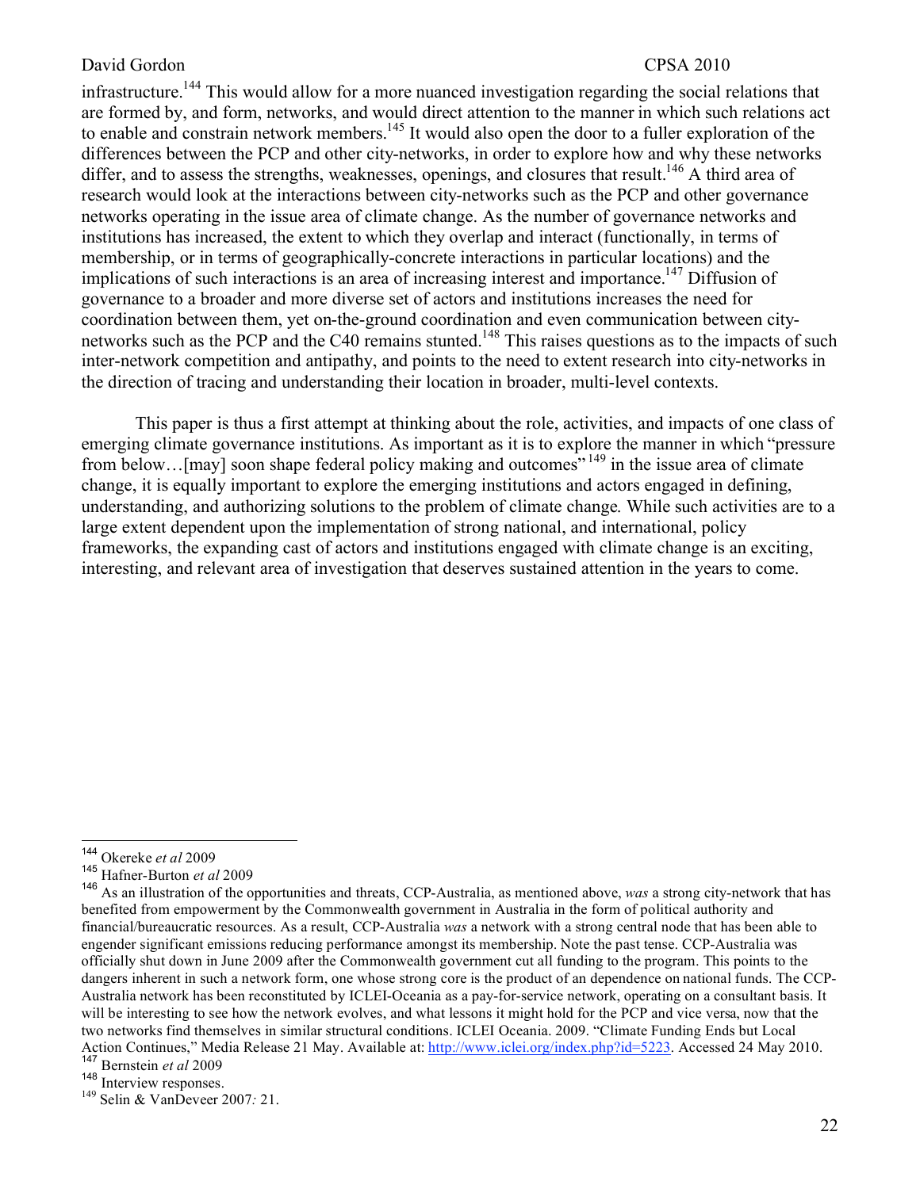infrastructure.[144] This would allow for a more nuanced investigation regarding the social relations that are formed by, and form, networks, and would direct attention to the manner in which such relations act to enable and constrain network members.[145] It would also open the door to a fuller exploration of the differences between the PCP and other city-networks, in order to explore how and why these networks differ, and to assess the strengths, weaknesses, openings, and closures that result.[146] A third area of research would look at the interactions between city-networks such as the PCP and other governance networks operating in the issue area of climate change. As the number of governance networks and institutions has increased, the extent to which they overlap and interact (functionally, in terms of membership, or in terms of geographically-concrete interactions in particular locations) and the implications of such interactions is an area of increasing interest and importance.[147] Diffusion of governance to a broader and more diverse set of actors and institutions increases the need for coordination between them, yet on-the-ground coordination and even communication between city-networks such as the PCP and the C40 remains stunted.[148] This raises questions as to the impacts of such inter-network competition and antipathy, and points to the need to extent research into city-networks in the direction of tracing and understanding their location in broader, multi-level contexts.

This paper is thus a first attempt at thinking about the role, activities, and impacts of one class of emerging climate governance institutions. As important as it is to explore the manner in which "pressure from below…[may] soon shape federal policy making and outcomes"[149] in the issue area of climate change, it is equally important to explore the emerging institutions and actors engaged in defining, understanding, and authorizing solutions to the problem of climate change. While such activities are to a large extent dependent upon the implementation of strong national, and international, policy frameworks, the expanding cast of actors and institutions engaged with climate change is an exciting, interesting, and relevant area of investigation that deserves sustained attention in the years to come.

---

[144] Okereke *et al* 2009

[145] Hafner-Burton *et al* 2009

[146] As an illustration of the opportunities and threats, CCP-Australia, as mentioned above, *was* a strong city-network that has benefited from empowerment by the Commonwealth government in Australia in the form of political authority and financial/bureaucratic resources. As a result, CCP-Australia *was* a network with a strong central node that has been able to engender significant emissions reducing performance amongst its membership. Note the past tense. CCP-Australia was officially shut down in June 2009 after the Commonwealth government cut all funding to the program. This points to the dangers inherent in such a network form, one whose strong core is the product of an dependence on national funds. The CCP-Australia network has been reconstituted by ICLEI-Oceania as a pay-for-service network, operating on a consultant basis. It will be interesting to see how the network evolves, and what lessons it might hold for the PCP and vice versa, now that the two networks find themselves in similar structural conditions. ICLEI Oceania. 2009. "Climate Funding Ends but Local Action Continues," Media Release 21 May. Available at: http://www.iclei.org/index.php?id=5223. Accessed 24 May 2010.

[147] Bernstein *et al* 2009

[148] Interview responses.

[149] Selin & VanDeveer 2007*:* 21.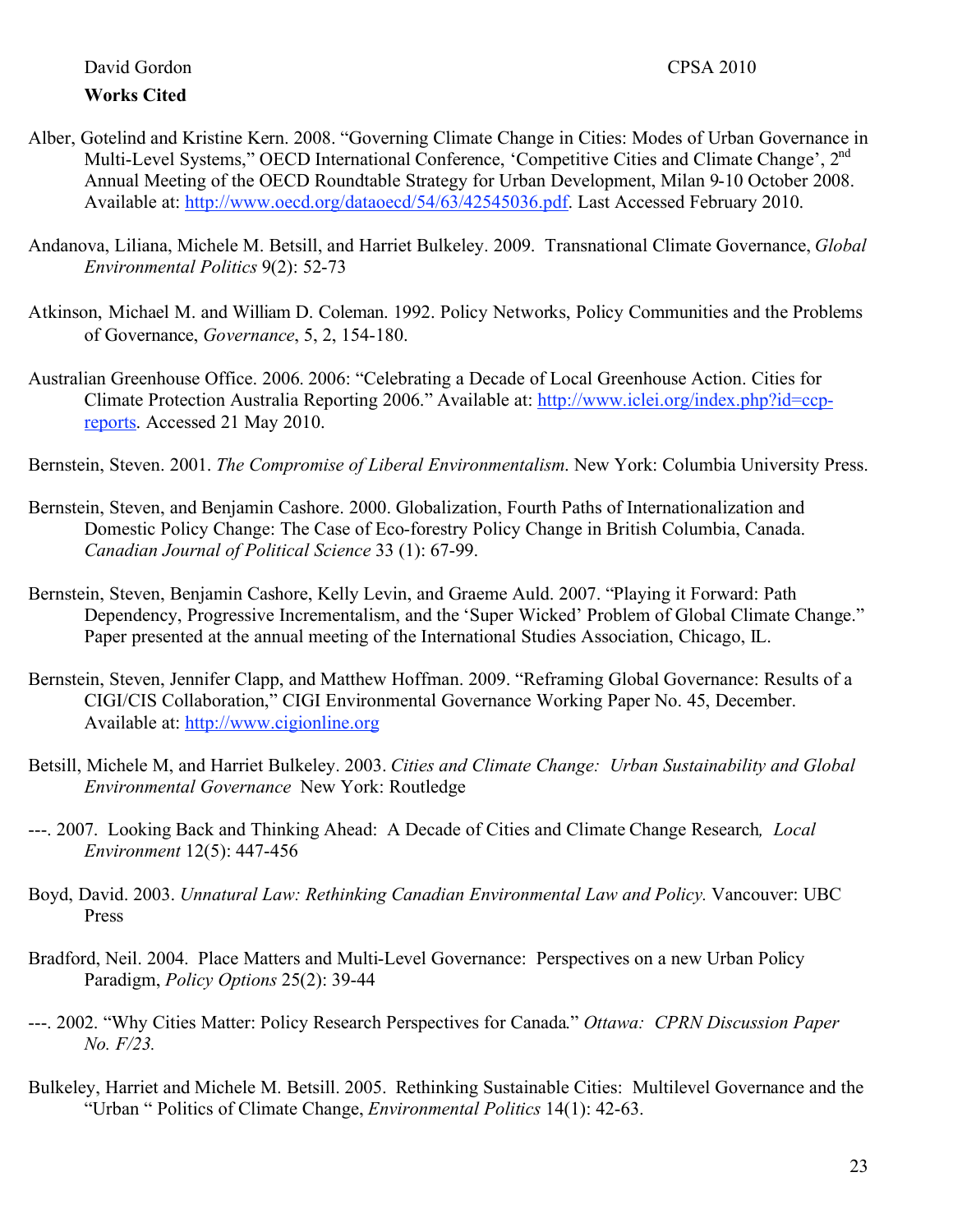**Works Cited**

Alber, Gotelind and Kristine Kern. 2008. "Governing Climate Change in Cities: Modes of Urban Governance in Multi-Level Systems," OECD International Conference, 'Competitive Cities and Climate Change', 2nd Annual Meeting of the OECD Roundtable Strategy for Urban Development, Milan 9-10 October 2008. Available at: http://www.oecd.org/dataoecd/54/63/42545036.pdf. Last Accessed February 2010.

Andanova, Liliana, Michele M. Betsill, and Harriet Bulkeley. 2009. Transnational Climate Governance, *Global Environmental Politics* 9(2): 52-73

Atkinson, Michael M. and William D. Coleman. 1992. Policy Networks, Policy Communities and the Problems of Governance, *Governance*, 5, 2, 154-180.

Australian Greenhouse Office. 2006. 2006: "Celebrating a Decade of Local Greenhouse Action. Cities for Climate Protection Australia Reporting 2006." Available at: http://www.iclei.org/index.php?id=ccp-reports. Accessed 21 May 2010.

Bernstein, Steven. 2001. *The Compromise of Liberal Environmentalism*. New York: Columbia University Press.

Bernstein, Steven, and Benjamin Cashore. 2000. Globalization, Fourth Paths of Internationalization and Domestic Policy Change: The Case of Eco-forestry Policy Change in British Columbia, Canada. *Canadian Journal of Political Science* 33 (1): 67-99.

Bernstein, Steven, Benjamin Cashore, Kelly Levin, and Graeme Auld. 2007. "Playing it Forward: Path Dependency, Progressive Incrementalism, and the 'Super Wicked' Problem of Global Climate Change." Paper presented at the annual meeting of the International Studies Association, Chicago, IL.

Bernstein, Steven, Jennifer Clapp, and Matthew Hoffman. 2009. "Reframing Global Governance: Results of a CIGI/CIS Collaboration," CIGI Environmental Governance Working Paper No. 45, December. Available at: http://www.cigionline.org

Betsill, Michele M, and Harriet Bulkeley. 2003. *Cities and Climate Change: Urban Sustainability and Global Environmental Governance* New York: Routledge

---. 2007. Looking Back and Thinking Ahead: A Decade of Cities and Climate Change Research*, Local Environment* 12(5): 447-456

Boyd, David. 2003. *Unnatural Law: Rethinking Canadian Environmental Law and Policy.* Vancouver: UBC Press

Bradford, Neil. 2004. Place Matters and Multi-Level Governance: Perspectives on a new Urban Policy Paradigm, *Policy Options* 25(2): 39-44

---. 2002. "Why Cities Matter: Policy Research Perspectives for Canada." *Ottawa: CPRN Discussion Paper No. F/23.*

Bulkeley, Harriet and Michele M. Betsill. 2005. Rethinking Sustainable Cities: Multilevel Governance and the "Urban " Politics of Climate Change, *Environmental Politics* 14(1): 42-63.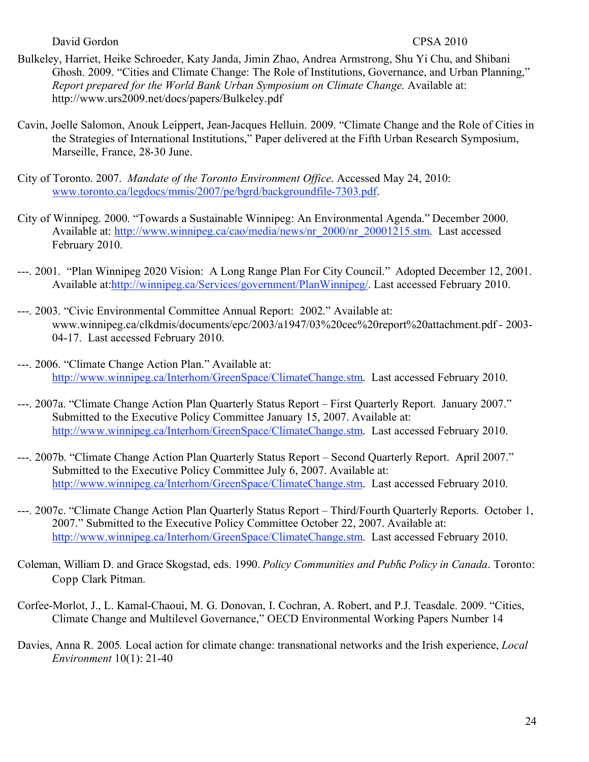Bulkeley, Harriet, Heike Schroeder, Katy Janda, Jimin Zhao, Andrea Armstrong, Shu Yi Chu, and Shibani Ghosh. 2009. "Cities and Climate Change: The Role of Institutions, Governance, and Urban Planning," *Report prepared for the World Bank Urban Symposium on Climate Change.* Available at: http://www.urs2009.net/docs/papers/Bulkeley.pdf

Cavin, Joelle Salomon, Anouk Leippert, Jean-Jacques Helluin. 2009. "Climate Change and the Role of Cities in the Strategies of International Institutions," Paper delivered at the Fifth Urban Research Symposium, Marseille, France, 28-30 June.

City of Toronto. 2007. *Mandate of the Toronto Environment Office*. Accessed May 24, 2010: www.toronto.ca/legdocs/mmis/2007/pe/bgrd/backgroundfile-7303.pdf.

City of Winnipeg. 2000. "Towards a Sustainable Winnipeg: An Environmental Agenda." December 2000. Available at: http://www.winnipeg.ca/cao/media/news/nr_2000/nr_20001215.stm. Last accessed February 2010.

---. 2001. "Plan Winnipeg 2020 Vision: A Long Range Plan For City Council." Adopted December 12, 2001. Available at:http://winnipeg.ca/Services/government/PlanWinnipeg/. Last accessed February 2010.

---. 2003. "Civic Environmental Committee Annual Report: 2002." Available at: www.winnipeg.ca/clkdmis/documents/epc/2003/a1947/03%20cec%20report%20attachment.pdf - 2003-04-17. Last accessed February 2010.

---. 2006. "Climate Change Action Plan." Available at: http://www.winnipeg.ca/Interhom/GreenSpace/ClimateChange.stm. Last accessed February 2010.

---. 2007a. "Climate Change Action Plan Quarterly Status Report – First Quarterly Report. January 2007." Submitted to the Executive Policy Committee January 15, 2007. Available at: http://www.winnipeg.ca/Interhom/GreenSpace/ClimateChange.stm. Last accessed February 2010.

---. 2007b. "Climate Change Action Plan Quarterly Status Report – Second Quarterly Report. April 2007." Submitted to the Executive Policy Committee July 6, 2007. Available at: http://www.winnipeg.ca/Interhom/GreenSpace/ClimateChange.stm. Last accessed February 2010.

---. 2007c. "Climate Change Action Plan Quarterly Status Report – Third/Fourth Quarterly Reports. October 1, 2007." Submitted to the Executive Policy Committee October 22, 2007. Available at: http://www.winnipeg.ca/Interhom/GreenSpace/ClimateChange.stm. Last accessed February 2010.

Coleman, William D. and Grace Skogstad, eds. 1990. *Policy Communities and Public Policy in Canada*. Toronto: Copp Clark Pitman.

Corfee-Morlot, J., L. Kamal-Chaoui, M. G. Donovan, I. Cochran, A. Robert, and P.J. Teasdale. 2009. "Cities, Climate Change and Multilevel Governance," OECD Environmental Working Papers Number 14

Davies, Anna R. 2005. Local action for climate change: transnational networks and the Irish experience, *Local Environment* 10(1): 21-40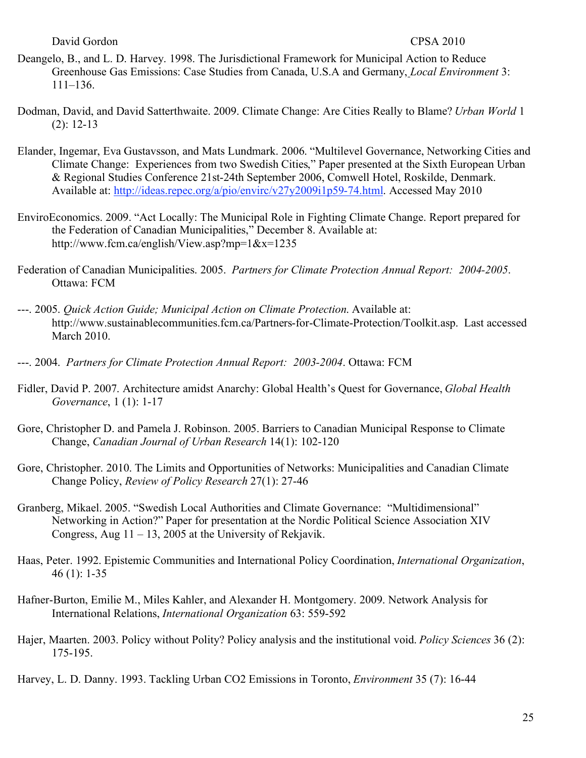Deangelo, B., and L. D. Harvey. 1998. The Jurisdictional Framework for Municipal Action to Reduce Greenhouse Gas Emissions: Case Studies from Canada, U.S.A and Germany, *Local Environment* 3: 111–136.

Dodman, David, and David Satterthwaite. 2009. Climate Change: Are Cities Really to Blame? *Urban World* 1 (2): 12-13

Elander, Ingemar, Eva Gustavsson, and Mats Lundmark. 2006. "Multilevel Governance, Networking Cities and Climate Change: Experiences from two Swedish Cities," Paper presented at the Sixth European Urban & Regional Studies Conference 21st-24th September 2006, Comwell Hotel, Roskilde, Denmark. Available at: http://ideas.repec.org/a/pio/envirc/v27y2009i1p59-74.html. Accessed May 2010

EnviroEconomics. 2009. "Act Locally: The Municipal Role in Fighting Climate Change. Report prepared for the Federation of Canadian Municipalities," December 8. Available at: http://www.fcm.ca/english/View.asp?mp=1&x=1235

Federation of Canadian Municipalities. 2005. *Partners for Climate Protection Annual Report: 2004-2005*. Ottawa: FCM

---. 2005. *Quick Action Guide; Municipal Action on Climate Protection*. Available at: http://www.sustainablecommunities.fcm.ca/Partners-for-Climate-Protection/Toolkit.asp. Last accessed March 2010.

---. 2004. *Partners for Climate Protection Annual Report: 2003-2004*. Ottawa: FCM

Fidler, David P. 2007. Architecture amidst Anarchy: Global Health's Quest for Governance, *Global Health Governance*, 1 (1): 1-17

Gore, Christopher D. and Pamela J. Robinson. 2005. Barriers to Canadian Municipal Response to Climate Change, *Canadian Journal of Urban Research* 14(1): 102-120

Gore, Christopher. 2010. The Limits and Opportunities of Networks: Municipalities and Canadian Climate Change Policy, *Review of Policy Research* 27(1): 27-46

Granberg, Mikael. 2005. "Swedish Local Authorities and Climate Governance: "Multidimensional" Networking in Action?" Paper for presentation at the Nordic Political Science Association XIV Congress, Aug 11 – 13, 2005 at the University of Rekjavik.

Haas, Peter. 1992. Epistemic Communities and International Policy Coordination, *International Organization*, 46 (1): 1-35

Hafner-Burton, Emilie M., Miles Kahler, and Alexander H. Montgomery. 2009. Network Analysis for International Relations, *International Organization* 63: 559-592

Hajer, Maarten. 2003. Policy without Polity? Policy analysis and the institutional void. *Policy Sciences* 36 (2): 175-195.

Harvey, L. D. Danny. 1993. Tackling Urban CO2 Emissions in Toronto, *Environment* 35 (7): 16-44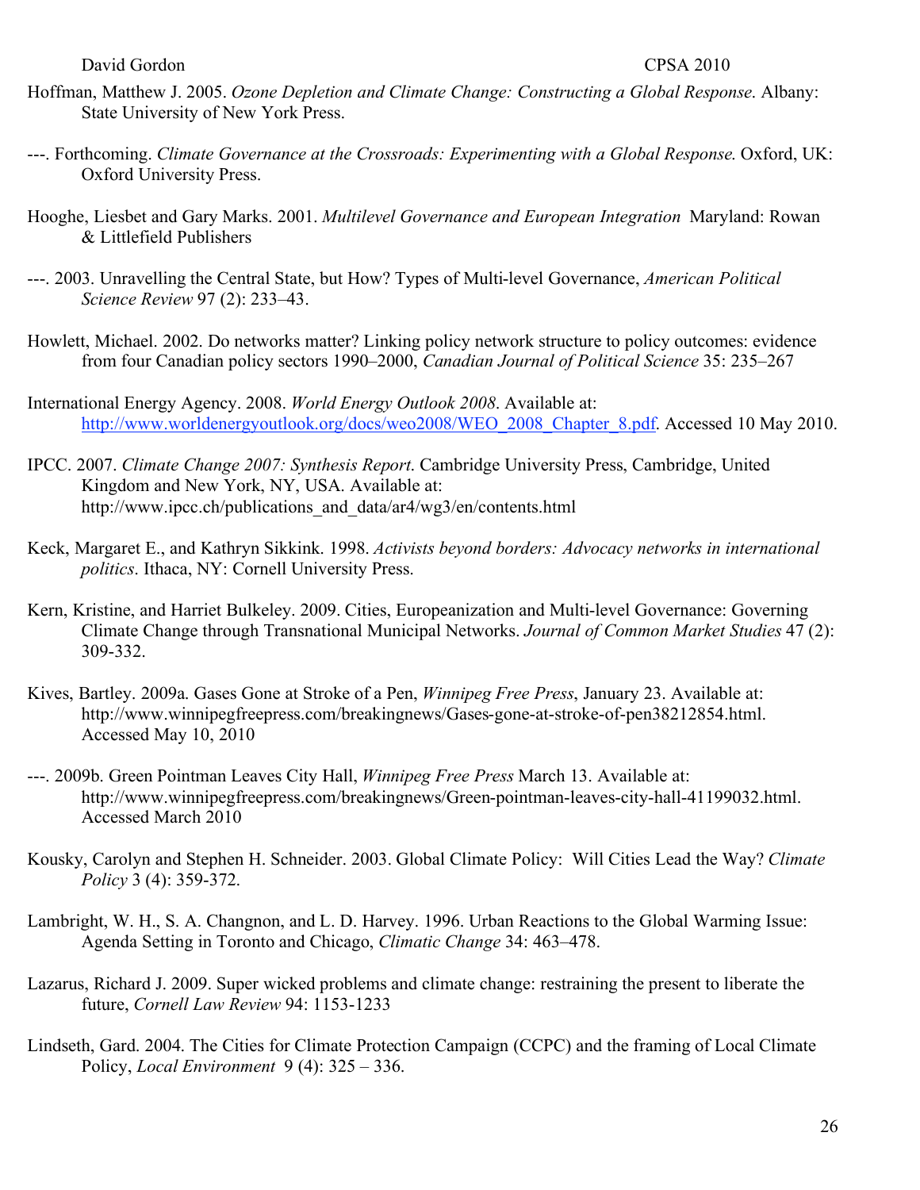Hoffman, Matthew J. 2005. *Ozone Depletion and Climate Change: Constructing a Global Response*. Albany: State University of New York Press.

---. Forthcoming. *Climate Governance at the Crossroads: Experimenting with a Global Response*. Oxford, UK: Oxford University Press.

Hooghe, Liesbet and Gary Marks. 2001. *Multilevel Governance and European Integration* Maryland: Rowan & Littlefield Publishers

---. 2003. Unravelling the Central State, but How? Types of Multi-level Governance, *American Political Science Review* 97 (2): 233–43.

Howlett, Michael. 2002. Do networks matter? Linking policy network structure to policy outcomes: evidence from four Canadian policy sectors 1990–2000, *Canadian Journal of Political Science* 35: 235–267

International Energy Agency. 2008. *World Energy Outlook 2008*. Available at: http://www.worldenergyoutlook.org/docs/weo2008/WEO_2008_Chapter_8.pdf. Accessed 10 May 2010.

IPCC. 2007. *Climate Change 2007: Synthesis Report*. Cambridge University Press, Cambridge, United Kingdom and New York, NY, USA. Available at: http://www.ipcc.ch/publications_and_data/ar4/wg3/en/contents.html

Keck, Margaret E., and Kathryn Sikkink. 1998. *Activists beyond borders: Advocacy networks in international politics*. Ithaca, NY: Cornell University Press.

Kern, Kristine, and Harriet Bulkeley. 2009. Cities, Europeanization and Multi-level Governance: Governing Climate Change through Transnational Municipal Networks. *Journal of Common Market Studies* 47 (2): 309-332.

Kives, Bartley. 2009a. Gases Gone at Stroke of a Pen, *Winnipeg Free Press*, January 23. Available at: http://www.winnipegfreepress.com/breakingnews/Gases-gone-at-stroke-of-pen38212854.html. Accessed May 10, 2010

---. 2009b. Green Pointman Leaves City Hall, *Winnipeg Free Press* March 13. Available at: http://www.winnipegfreepress.com/breakingnews/Green-pointman-leaves-city-hall-41199032.html. Accessed March 2010

Kousky, Carolyn and Stephen H. Schneider. 2003. Global Climate Policy: Will Cities Lead the Way? *Climate Policy* 3 (4): 359-372.

Lambright, W. H., S. A. Changnon, and L. D. Harvey. 1996. Urban Reactions to the Global Warming Issue: Agenda Setting in Toronto and Chicago, *Climatic Change* 34: 463–478.

Lazarus, Richard J. 2009. Super wicked problems and climate change: restraining the present to liberate the future, *Cornell Law Review* 94: 1153-1233

Lindseth, Gard. 2004. The Cities for Climate Protection Campaign (CCPC) and the framing of Local Climate Policy, *Local Environment* 9 (4): 325 – 336.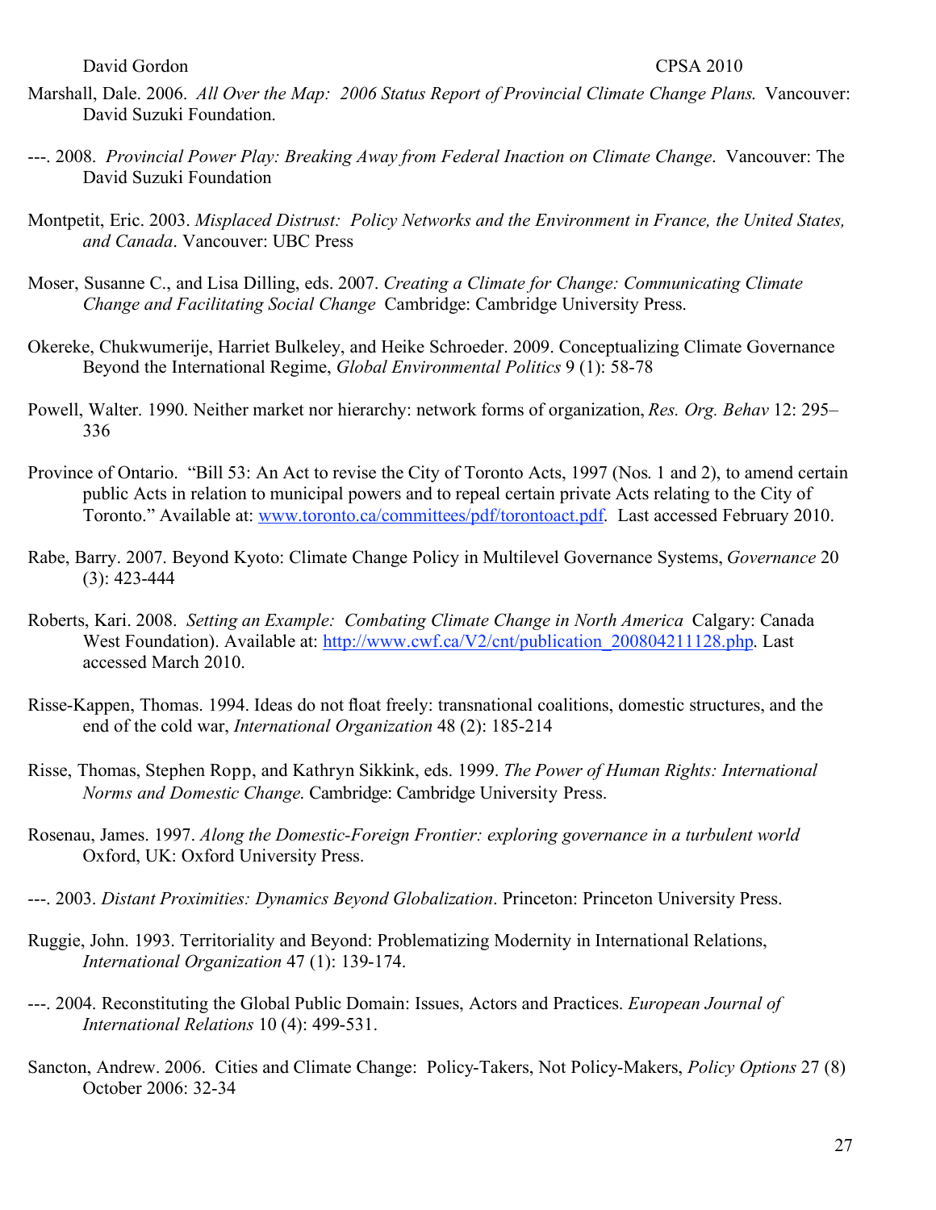Marshall, Dale. 2006. *All Over the Map: 2006 Status Report of Provincial Climate Change Plans.* Vancouver: David Suzuki Foundation.

---. 2008. *Provincial Power Play: Breaking Away from Federal Inaction on Climate Change*. Vancouver: The David Suzuki Foundation

Montpetit, Eric. 2003. *Misplaced Distrust: Policy Networks and the Environment in France, the United States, and Canada*. Vancouver: UBC Press

Moser, Susanne C., and Lisa Dilling, eds. 2007. *Creating a Climate for Change: Communicating Climate Change and Facilitating Social Change* Cambridge: Cambridge University Press.

Okereke, Chukwumerije, Harriet Bulkeley, and Heike Schroeder. 2009. Conceptualizing Climate Governance Beyond the International Regime, *Global Environmental Politics* 9 (1): 58-78

Powell, Walter. 1990. Neither market nor hierarchy: network forms of organization, *Res. Org. Behav* 12: 295–336

Province of Ontario. "Bill 53: An Act to revise the City of Toronto Acts, 1997 (Nos. 1 and 2), to amend certain public Acts in relation to municipal powers and to repeal certain private Acts relating to the City of Toronto." Available at: www.toronto.ca/committees/pdf/torontoact.pdf. Last accessed February 2010.

Rabe, Barry. 2007. Beyond Kyoto: Climate Change Policy in Multilevel Governance Systems, *Governance* 20 (3): 423-444

Roberts, Kari. 2008. *Setting an Example: Combating Climate Change in North America* Calgary: Canada West Foundation). Available at: http://www.cwf.ca/V2/cnt/publication_200804211128.php. Last accessed March 2010.

Risse-Kappen, Thomas. 1994. Ideas do not float freely: transnational coalitions, domestic structures, and the end of the cold war, *International Organization* 48 (2): 185-214

Risse, Thomas, Stephen Ropp, and Kathryn Sikkink, eds. 1999. *The Power of Human Rights: International Norms and Domestic Change*. Cambridge: Cambridge University Press.

Rosenau, James. 1997. *Along the Domestic-Foreign Frontier: exploring governance in a turbulent world* Oxford, UK: Oxford University Press.

---. 2003. *Distant Proximities: Dynamics Beyond Globalization*. Princeton: Princeton University Press.

Ruggie, John. 1993. Territoriality and Beyond: Problematizing Modernity in International Relations, *International Organization* 47 (1): 139-174.

---. 2004. Reconstituting the Global Public Domain: Issues, Actors and Practices. *European Journal of International Relations* 10 (4): 499-531.

Sancton, Andrew. 2006. Cities and Climate Change: Policy-Takers, Not Policy-Makers, *Policy Options* 27 (8) October 2006: 32-34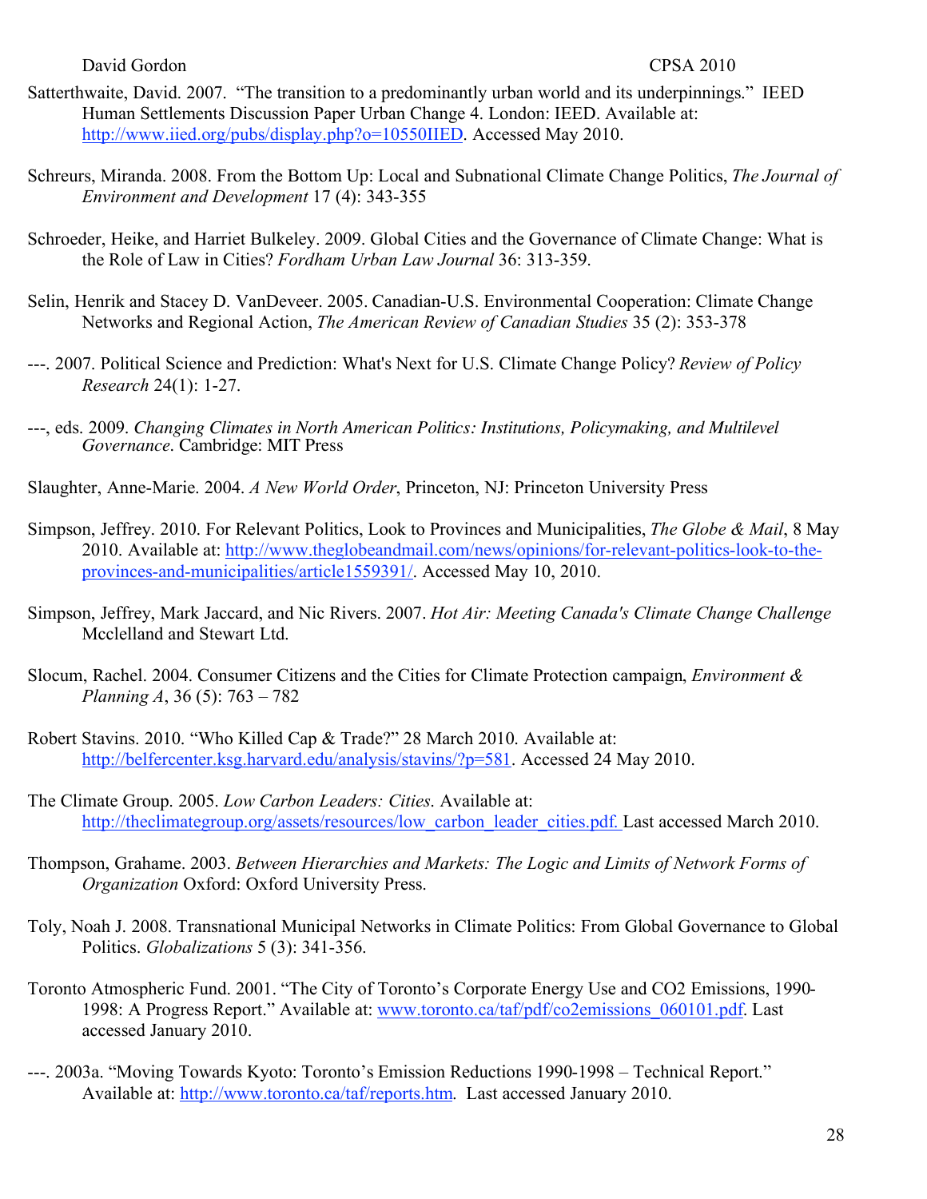Satterthwaite, David. 2007. "The transition to a predominantly urban world and its underpinnings." IEED Human Settlements Discussion Paper Urban Change 4. London: IEED. Available at: http://www.iied.org/pubs/display.php?o=10550IIED. Accessed May 2010.

Schreurs, Miranda. 2008. From the Bottom Up: Local and Subnational Climate Change Politics, *The Journal of Environment and Development* 17 (4): 343-355

Schroeder, Heike, and Harriet Bulkeley. 2009. Global Cities and the Governance of Climate Change: What is the Role of Law in Cities? *Fordham Urban Law Journal* 36: 313-359.

Selin, Henrik and Stacey D. VanDeveer. 2005. Canadian-U.S. Environmental Cooperation: Climate Change Networks and Regional Action, *The American Review of Canadian Studies* 35 (2): 353-378

---. 2007. Political Science and Prediction: What's Next for U.S. Climate Change Policy? *Review of Policy Research* 24(1): 1-27.

---, eds. 2009. *Changing Climates in North American Politics: Institutions, Policymaking, and Multilevel Governance*. Cambridge: MIT Press

Slaughter, Anne-Marie. 2004. *A New World Order*, Princeton, NJ: Princeton University Press

Simpson, Jeffrey. 2010. For Relevant Politics, Look to Provinces and Municipalities, *The Globe & Mail*, 8 May 2010. Available at: http://www.theglobeandmail.com/news/opinions/for-relevant-politics-look-to-the-provinces-and-municipalities/article1559391/. Accessed May 10, 2010.

Simpson, Jeffrey, Mark Jaccard, and Nic Rivers. 2007. *Hot Air: Meeting Canada's Climate Change Challenge* Mcclelland and Stewart Ltd.

Slocum, Rachel. 2004. Consumer Citizens and the Cities for Climate Protection campaign, *Environment & Planning A*, 36 (5): 763 – 782

Robert Stavins. 2010. "Who Killed Cap & Trade?" 28 March 2010. Available at: http://belfercenter.ksg.harvard.edu/analysis/stavins/?p=581. Accessed 24 May 2010.

The Climate Group. 2005. *Low Carbon Leaders: Cities*. Available at: http://theclimategroup.org/assets/resources/low_carbon_leader_cities.pdf. Last accessed March 2010.

Thompson, Grahame. 2003. *Between Hierarchies and Markets: The Logic and Limits of Network Forms of Organization* Oxford: Oxford University Press.

Toly, Noah J. 2008. Transnational Municipal Networks in Climate Politics: From Global Governance to Global Politics. *Globalizations* 5 (3): 341-356.

Toronto Atmospheric Fund. 2001. "The City of Toronto's Corporate Energy Use and CO2 Emissions, 1990-1998: A Progress Report." Available at: www.toronto.ca/taf/pdf/co2emissions_060101.pdf. Last accessed January 2010.

---. 2003a. "Moving Towards Kyoto: Toronto's Emission Reductions 1990-1998 – Technical Report." Available at: http://www.toronto.ca/taf/reports.htm. Last accessed January 2010.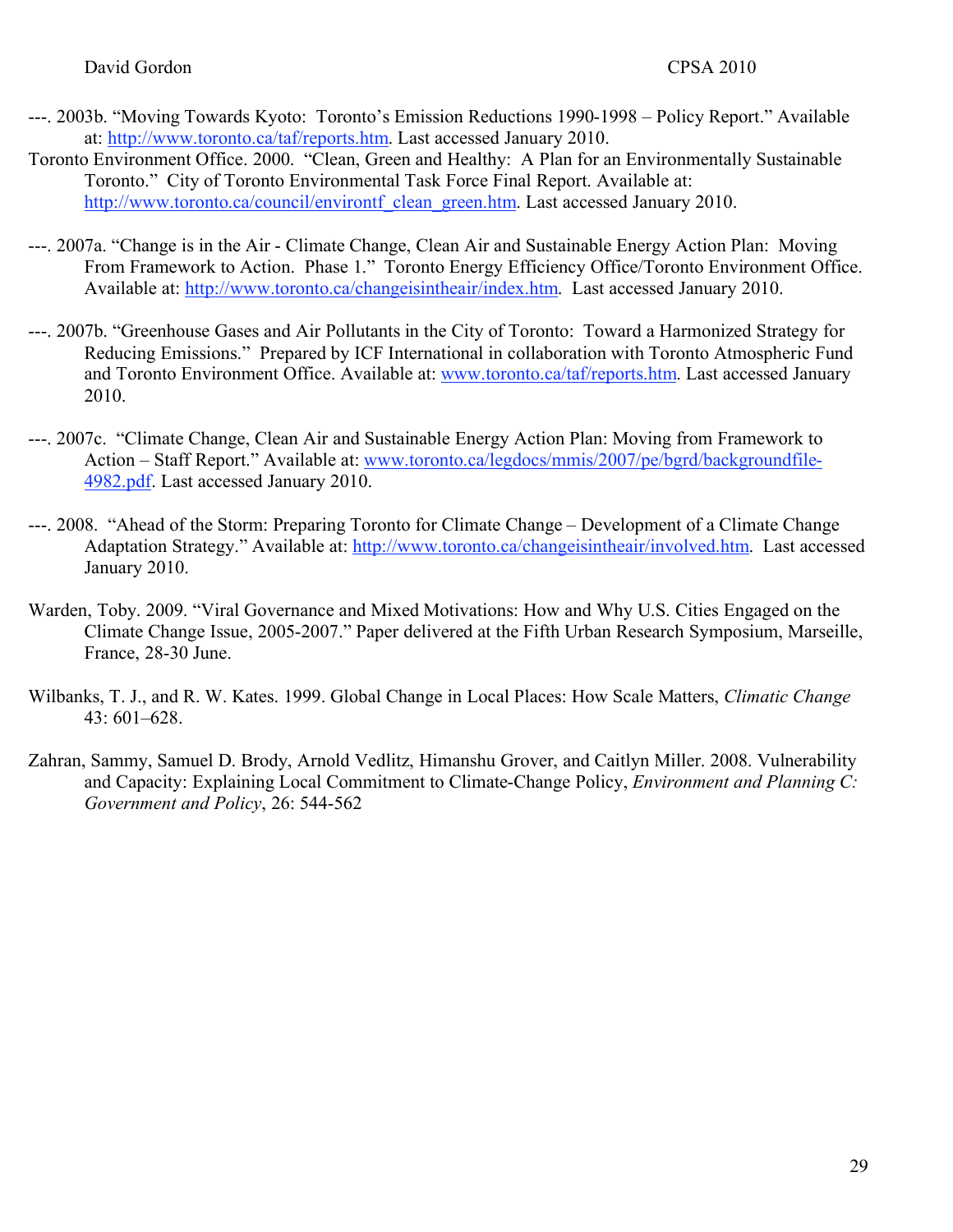---. 2003b. "Moving Towards Kyoto: Toronto's Emission Reductions 1990-1998 – Policy Report." Available at: http://www.toronto.ca/taf/reports.htm. Last accessed January 2010.

Toronto Environment Office. 2000. "Clean, Green and Healthy: A Plan for an Environmentally Sustainable Toronto." City of Toronto Environmental Task Force Final Report. Available at: http://www.toronto.ca/council/environtf_clean_green.htm. Last accessed January 2010.

---. 2007a. "Change is in the Air - Climate Change, Clean Air and Sustainable Energy Action Plan: Moving From Framework to Action. Phase 1." Toronto Energy Efficiency Office/Toronto Environment Office. Available at: http://www.toronto.ca/changeisintheair/index.htm. Last accessed January 2010.

---. 2007b. "Greenhouse Gases and Air Pollutants in the City of Toronto: Toward a Harmonized Strategy for Reducing Emissions." Prepared by ICF International in collaboration with Toronto Atmospheric Fund and Toronto Environment Office. Available at: www.toronto.ca/taf/reports.htm. Last accessed January 2010.

---. 2007c. "Climate Change, Clean Air and Sustainable Energy Action Plan: Moving from Framework to Action – Staff Report." Available at: www.toronto.ca/legdocs/mmis/2007/pe/bgrd/backgroundfile-4982.pdf. Last accessed January 2010.

---. 2008. "Ahead of the Storm: Preparing Toronto for Climate Change – Development of a Climate Change Adaptation Strategy." Available at: http://www.toronto.ca/changeisintheair/involved.htm. Last accessed January 2010.

Warden, Toby. 2009. "Viral Governance and Mixed Motivations: How and Why U.S. Cities Engaged on the Climate Change Issue, 2005-2007." Paper delivered at the Fifth Urban Research Symposium, Marseille, France, 28-30 June.

Wilbanks, T. J., and R. W. Kates. 1999. Global Change in Local Places: How Scale Matters, *Climatic Change* 43: 601–628.

Zahran, Sammy, Samuel D. Brody, Arnold Vedlitz, Himanshu Grover, and Caitlyn Miller. 2008. Vulnerability and Capacity: Explaining Local Commitment to Climate-Change Policy, *Environment and Planning C: Government and Policy*, 26: 544-562